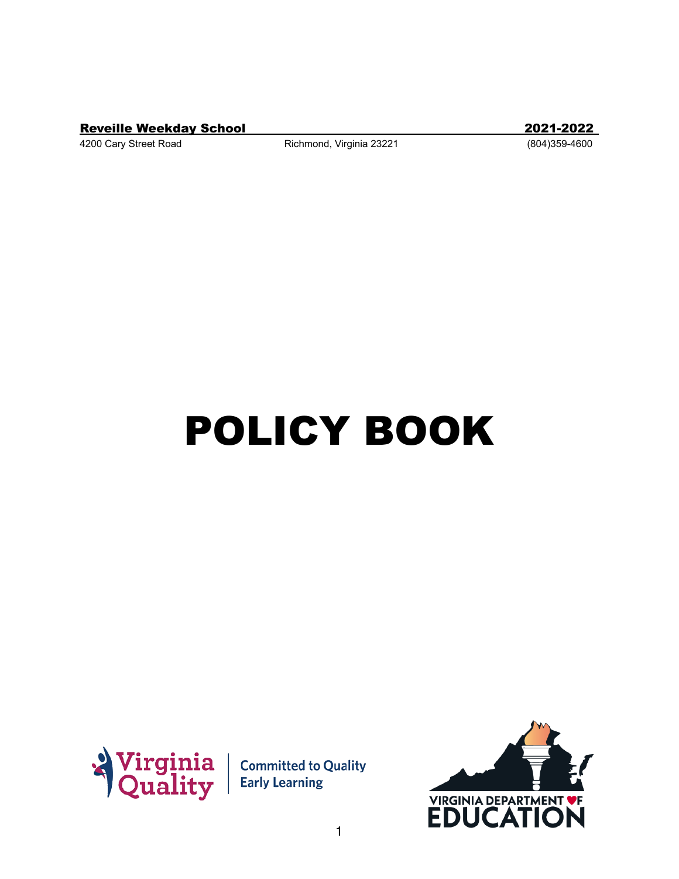**Reveille Weekday School** **2021-2022**

4200 Cary Street Road Richmond, Virginia 23221 (804)359-4600

# POLICY BOOK

Virginia Quality | Committed to Quality Early Learning

VIRGINIA DEPARTMENT OF EDUCATION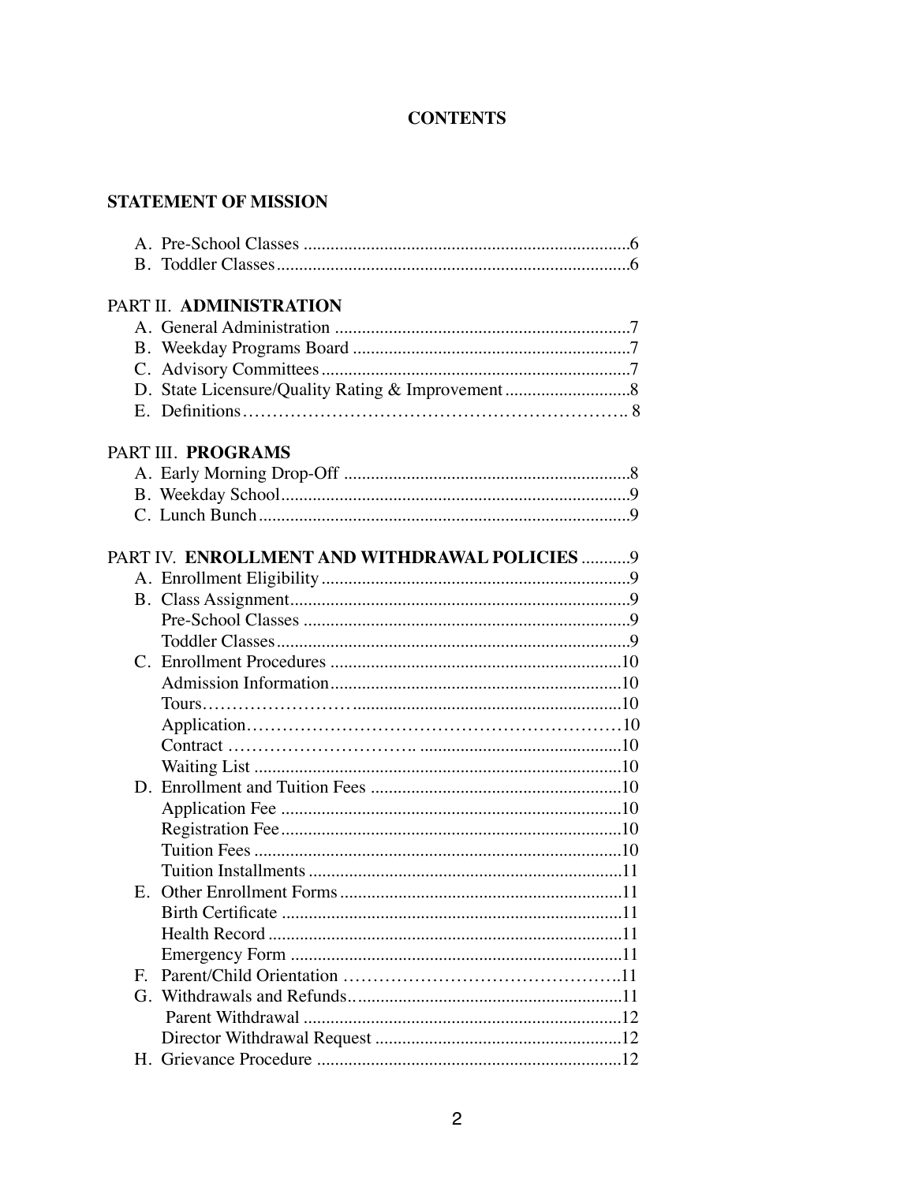# CONTENTS

## STATEMENT OF MISSION

A. Pre-School Classes ........................................................................6
B. Toddler Classes..............................................................................6

## PART II. ADMINISTRATION

A. General Administration .................................................................7
B. Weekday Programs Board .............................................................7
C. Advisory Committees ....................................................................7
D. State Licensure/Quality Rating & Improvement ............................8
E. Definitions………………………………………………………. 8

## PART III. PROGRAMS

A. Early Morning Drop-Off ...............................................................8
B. Weekday School.............................................................................9
C. Lunch Bunch..................................................................................9

## PART IV. ENROLLMENT AND WITHDRAWAL POLICIES ...........9

A. Enrollment Eligibility ....................................................................9
B. Class Assignment...........................................................................9
   Pre-School Classes ........................................................................9
   Toddler Classes..............................................................................9
C. Enrollment Procedures .................................................................10
   Admission Information.................................................................10
   Tours……………………...........................................................10
   Application………………………………………………………10
   Contract …………………………. ............................................10
   Waiting List .................................................................................10
D. Enrollment and Tuition Fees ........................................................10
   Application Fee ............................................................................10
   Registration Fee............................................................................10
   Tuition Fees .................................................................................10
   Tuition Installments ......................................................................11
E. Other Enrollment Forms...............................................................11
   Birth Certificate ............................................................................11
   Health Record ...............................................................................11
   Emergency Form ..........................................................................11
F. Parent/Child Orientation ………………………………………..11
G. Withdrawals and Refunds.............................................................11
   Parent Withdrawal .......................................................................12
   Director Withdrawal Request .......................................................12
H. Grievance Procedure ...................................................................12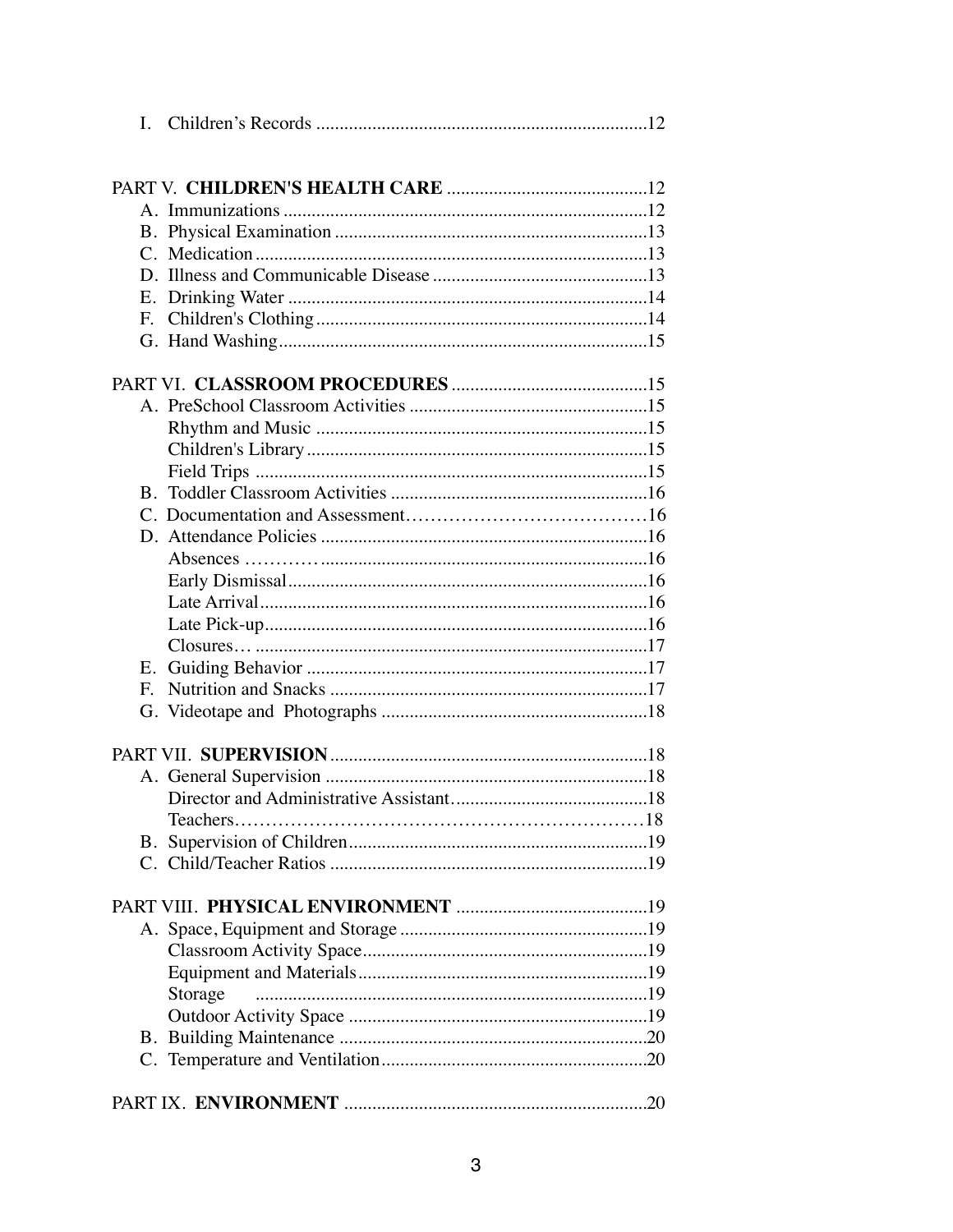I. Children's Records ......................................................................12

PART V. **CHILDREN'S HEALTH CARE** ...........................................12
- A. Immunizations .............................................................................12
- B. Physical Examination ..................................................................13
- C. Medication ...................................................................................13
- D. Illness and Communicable Disease .............................................13
- E. Drinking Water ............................................................................14
- F. Children's Clothing ......................................................................14
- G. Hand Washing..............................................................................15

PART VI. **CLASSROOM PROCEDURES** ..........................................15
- A. PreSchool Classroom Activities ...................................................15
  - Rhythm and Music ......................................................................15
  - Children's Library ........................................................................15
  - Field Trips ...................................................................................15
- B. Toddler Classroom Activities .......................................................16
- C. Documentation and Assessment…………………………………16
- D. Attendance Policies .....................................................................16
  - Absences ………….....................................................................16
  - Early Dismissal............................................................................16
  - Late Arrival..................................................................................16
  - Late Pick-up.................................................................................16
  - Closures… ...................................................................................17
- E. Guiding Behavior .........................................................................17
- F. Nutrition and Snacks ...................................................................17
- G. Videotape and Photographs .........................................................18

PART VII. **SUPERVISION** ...................................................................18
- A. General Supervision ....................................................................18
  - Director and Administrative Assistant..........................................18
  - Teachers………………………………………………………18
- B. Supervision of Children................................................................19
- C. Child/Teacher Ratios ...................................................................19

PART VIII. **PHYSICAL ENVIRONMENT** .........................................19
- A. Space, Equipment and Storage ....................................................19
  - Classroom Activity Space............................................................19
  - Equipment and Materials.............................................................19
  - Storage ........................................................................................19
  - Outdoor Activity Space ...............................................................19
- B. Building Maintenance .................................................................20
- C. Temperature and Ventilation........................................................20

PART IX. **ENVIRONMENT** ................................................................20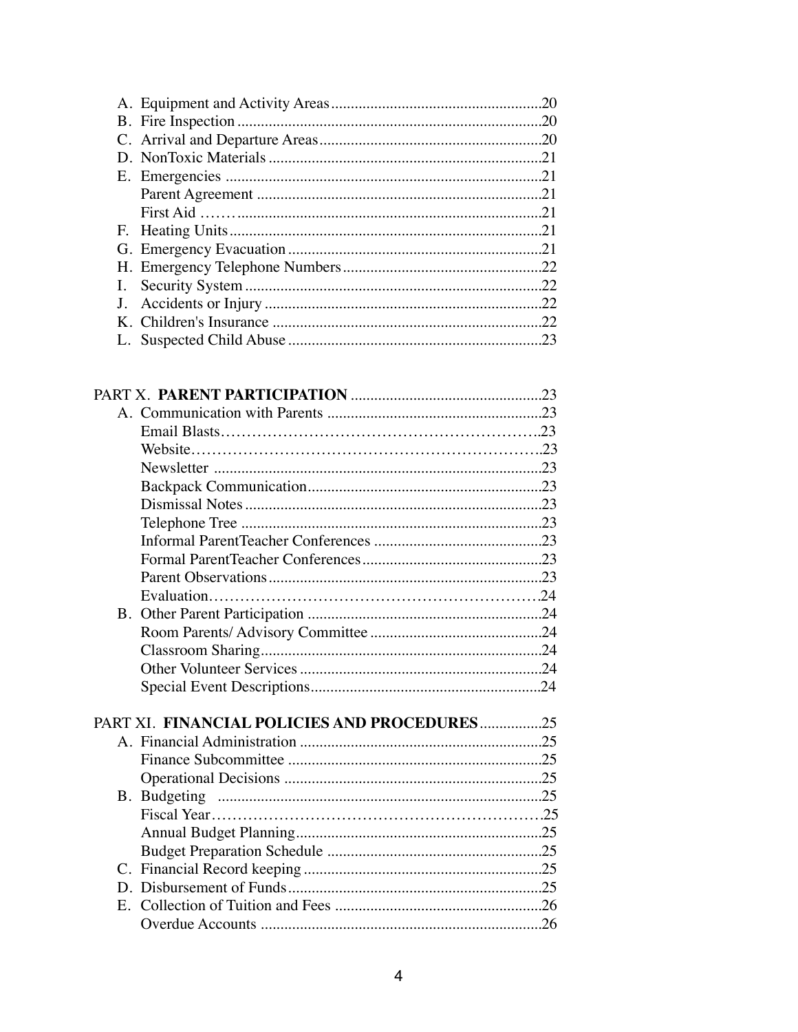A. Equipment and Activity Areas .....................................................20
B. Fire Inspection .............................................................................20
C. Arrival and Departure Areas .........................................................20
D. NonToxic Materials ......................................................................21
E. Emergencies ................................................................................21
   Parent Agreement ........................................................................21
   First Aid ……..............................................................................21
F. Heating Units ...............................................................................21
G. Emergency Evacuation ................................................................21
H. Emergency Telephone Numbers ..................................................22
I. Security System ...........................................................................22
J. Accidents or Injury ......................................................................22
K. Children's Insurance ....................................................................22
L. Suspected Child Abuse ................................................................23

PART X. **PARENT PARTICIPATION** ................................................23
A. Communication with Parents ......................................................23
   Email Blasts……………………………………………………..23
   Website………………………………………………………….23
   Newsletter ...................................................................................23
   Backpack Communication ...........................................................23
   Dismissal Notes ...........................................................................23
   Telephone Tree ............................................................................23
   Informal ParentTeacher Conferences ...........................................23
   Formal ParentTeacher Conferences .............................................23
   Parent Observations .....................................................................23
   Evaluation………………………………………………………24
B. Other Parent Participation ...........................................................24
   Room Parents/ Advisory Committee ...........................................24
   Classroom Sharing .......................................................................24
   Other Volunteer Services .............................................................24
   Special Event Descriptions ..........................................................24

PART XI. **FINANCIAL POLICIES AND PROCEDURES** ................25
A. Financial Administration .............................................................25
   Finance Subcommittee ................................................................25
   Operational Decisions .................................................................25
B. Budgeting ....................................................................................25
   Fiscal Year…………………………………………………….25
   Annual Budget Planning ..............................................................25
   Budget Preparation Schedule ......................................................25
C. Financial Record keeping ............................................................25
D. Disbursement of Funds ................................................................25
E. Collection of Tuition and Fees ....................................................26
   Overdue Accounts .......................................................................26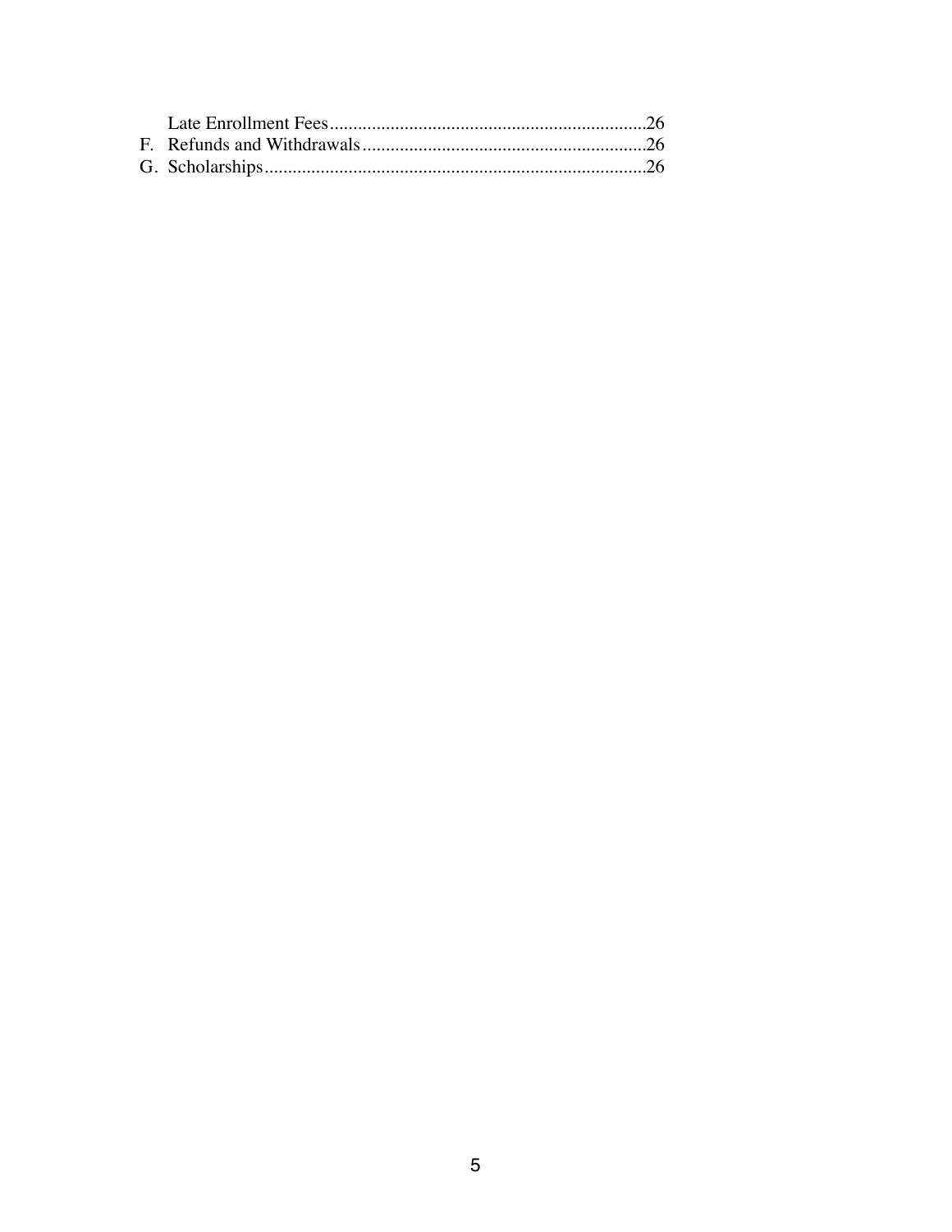Late Enrollment Fees....................................................................26

F. Refunds and Withdrawals.............................................................26

G. Scholarships.................................................................................26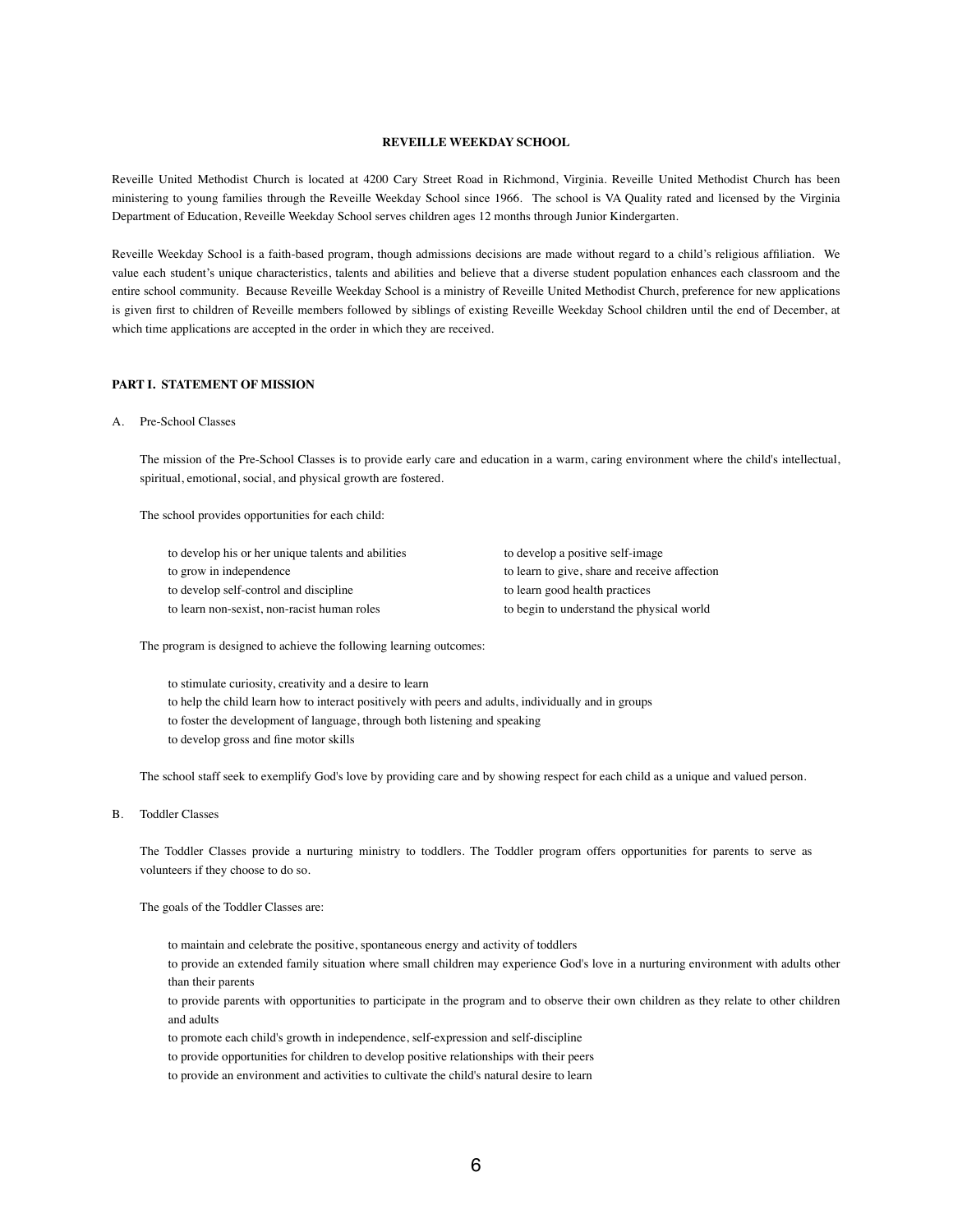## REVEILLE WEEKDAY SCHOOL

Reveille United Methodist Church is located at 4200 Cary Street Road in Richmond, Virginia. Reveille United Methodist Church has been ministering to young families through the Reveille Weekday School since 1966. The school is VA Quality rated and licensed by the Virginia Department of Education, Reveille Weekday School serves children ages 12 months through Junior Kindergarten.

Reveille Weekday School is a faith-based program, though admissions decisions are made without regard to a child's religious affiliation. We value each student's unique characteristics, talents and abilities and believe that a diverse student population enhances each classroom and the entire school community. Because Reveille Weekday School is a ministry of Reveille United Methodist Church, preference for new applications is given first to children of Reveille members followed by siblings of existing Reveille Weekday School children until the end of December, at which time applications are accepted in the order in which they are received.

### PART I. STATEMENT OF MISSION

A. Pre-School Classes

The mission of the Pre-School Classes is to provide early care and education in a warm, caring environment where the child's intellectual, spiritual, emotional, social, and physical growth are fostered.

The school provides opportunities for each child:

- to develop his or her unique talents and abilities
- to grow in independence
- to develop self-control and discipline
- to learn non-sexist, non-racist human roles
- to develop a positive self-image
- to learn to give, share and receive affection
- to learn good health practices
- to begin to understand the physical world

The program is designed to achieve the following learning outcomes:

- to stimulate curiosity, creativity and a desire to learn
- to help the child learn how to interact positively with peers and adults, individually and in groups
- to foster the development of language, through both listening and speaking
- to develop gross and fine motor skills

The school staff seek to exemplify God's love by providing care and by showing respect for each child as a unique and valued person.

B. Toddler Classes

The Toddler Classes provide a nurturing ministry to toddlers. The Toddler program offers opportunities for parents to serve as volunteers if they choose to do so.

The goals of the Toddler Classes are:

- to maintain and celebrate the positive, spontaneous energy and activity of toddlers
- to provide an extended family situation where small children may experience God's love in a nurturing environment with adults other than their parents
- to provide parents with opportunities to participate in the program and to observe their own children as they relate to other children and adults
- to promote each child's growth in independence, self-expression and self-discipline
- to provide opportunities for children to develop positive relationships with their peers
- to provide an environment and activities to cultivate the child's natural desire to learn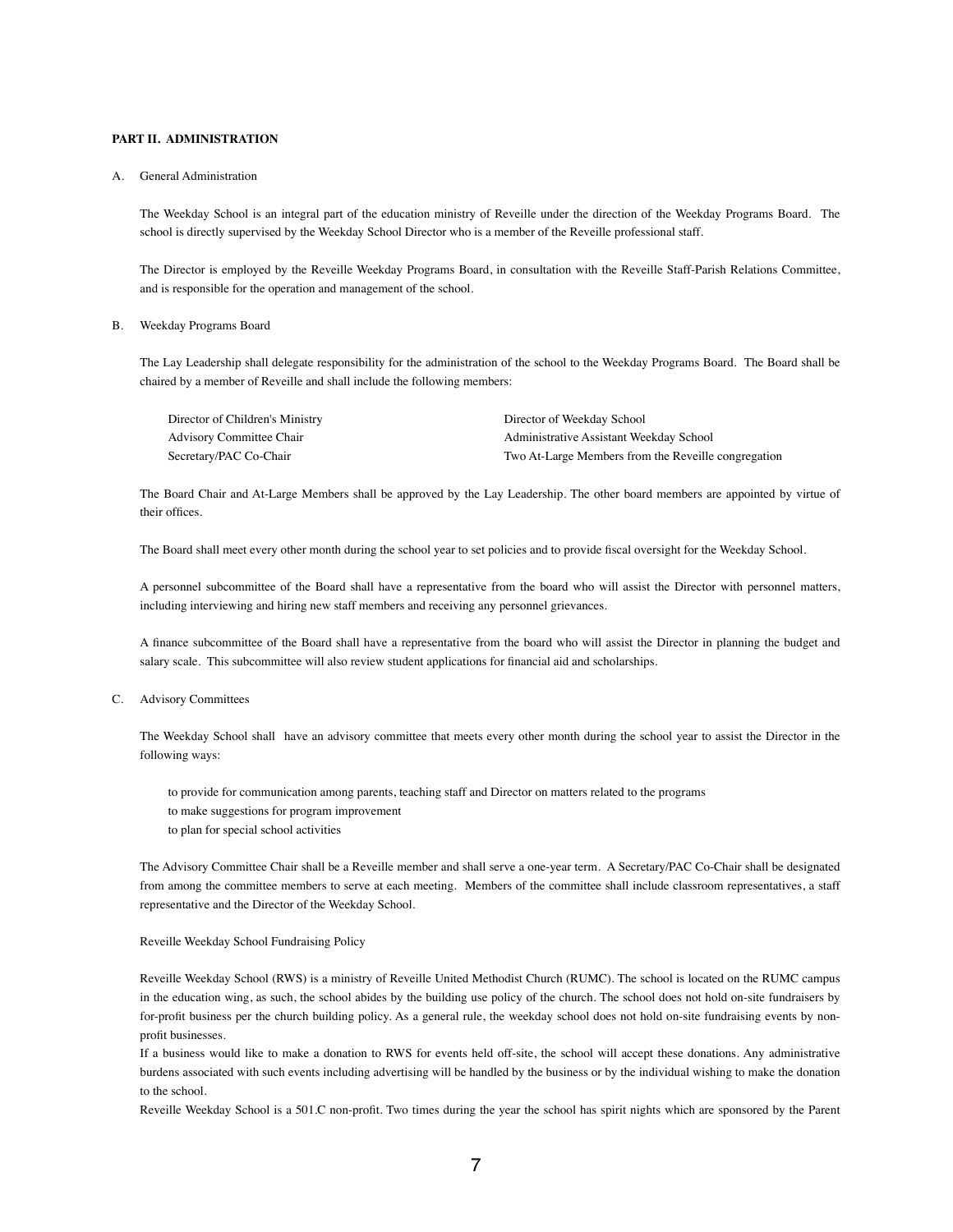## PART II. ADMINISTRATION

A. General Administration

The Weekday School is an integral part of the education ministry of Reveille under the direction of the Weekday Programs Board. The school is directly supervised by the Weekday School Director who is a member of the Reveille professional staff.

The Director is employed by the Reveille Weekday Programs Board, in consultation with the Reveille Staff-Parish Relations Committee, and is responsible for the operation and management of the school.

B. Weekday Programs Board

The Lay Leadership shall delegate responsibility for the administration of the school to the Weekday Programs Board. The Board shall be chaired by a member of Reveille and shall include the following members:

- Director of Children's Ministry
- Director of Weekday School
- Advisory Committee Chair
- Administrative Assistant Weekday School
- Secretary/PAC Co-Chair
- Two At-Large Members from the Reveille congregation

The Board Chair and At-Large Members shall be approved by the Lay Leadership. The other board members are appointed by virtue of their offices.

The Board shall meet every other month during the school year to set policies and to provide fiscal oversight for the Weekday School.

A personnel subcommittee of the Board shall have a representative from the board who will assist the Director with personnel matters, including interviewing and hiring new staff members and receiving any personnel grievances.

A finance subcommittee of the Board shall have a representative from the board who will assist the Director in planning the budget and salary scale. This subcommittee will also review student applications for financial aid and scholarships.

C. Advisory Committees

The Weekday School shall have an advisory committee that meets every other month during the school year to assist the Director in the following ways:

- to provide for communication among parents, teaching staff and Director on matters related to the programs
- to make suggestions for program improvement
- to plan for special school activities

The Advisory Committee Chair shall be a Reveille member and shall serve a one-year term. A Secretary/PAC Co-Chair shall be designated from among the committee members to serve at each meeting. Members of the committee shall include classroom representatives, a staff representative and the Director of the Weekday School.

Reveille Weekday School Fundraising Policy

Reveille Weekday School (RWS) is a ministry of Reveille United Methodist Church (RUMC). The school is located on the RUMC campus in the education wing, as such, the school abides by the building use policy of the church. The school does not hold on-site fundraisers by for-profit business per the church building policy. As a general rule, the weekday school does not hold on-site fundraising events by non-profit businesses.

If a business would like to make a donation to RWS for events held off-site, the school will accept these donations. Any administrative burdens associated with such events including advertising will be handled by the business or by the individual wishing to make the donation to the school.

Reveille Weekday School is a 501.C non-profit. Two times during the year the school has spirit nights which are sponsored by the Parent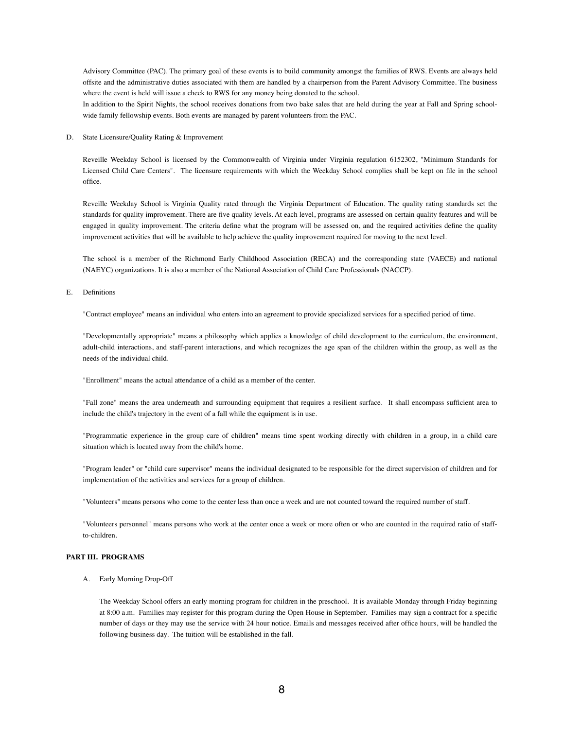Advisory Committee (PAC). The primary goal of these events is to build community amongst the families of RWS. Events are always held offsite and the administrative duties associated with them are handled by a chairperson from the Parent Advisory Committee. The business where the event is held will issue a check to RWS for any money being donated to the school.

In addition to the Spirit Nights, the school receives donations from two bake sales that are held during the year at Fall and Spring school-wide family fellowship events. Both events are managed by parent volunteers from the PAC.

D. State Licensure/Quality Rating & Improvement

Reveille Weekday School is licensed by the Commonwealth of Virginia under Virginia regulation 6152302, "Minimum Standards for Licensed Child Care Centers". The licensure requirements with which the Weekday School complies shall be kept on file in the school office.

Reveille Weekday School is Virginia Quality rated through the Virginia Department of Education. The quality rating standards set the standards for quality improvement. There are five quality levels. At each level, programs are assessed on certain quality features and will be engaged in quality improvement. The criteria define what the program will be assessed on, and the required activities define the quality improvement activities that will be available to help achieve the quality improvement required for moving to the next level.

The school is a member of the Richmond Early Childhood Association (RECA) and the corresponding state (VAECE) and national (NAEYC) organizations. It is also a member of the National Association of Child Care Professionals (NACCP).

E. Definitions

"Contract employee" means an individual who enters into an agreement to provide specialized services for a specified period of time.

"Developmentally appropriate" means a philosophy which applies a knowledge of child development to the curriculum, the environment, adult-child interactions, and staff-parent interactions, and which recognizes the age span of the children within the group, as well as the needs of the individual child.

"Enrollment" means the actual attendance of a child as a member of the center.

"Fall zone" means the area underneath and surrounding equipment that requires a resilient surface. It shall encompass sufficient area to include the child's trajectory in the event of a fall while the equipment is in use.

"Programmatic experience in the group care of children" means time spent working directly with children in a group, in a child care situation which is located away from the child's home.

"Program leader" or "child care supervisor" means the individual designated to be responsible for the direct supervision of children and for implementation of the activities and services for a group of children.

"Volunteers" means persons who come to the center less than once a week and are not counted toward the required number of staff.

"Volunteers personnel" means persons who work at the center once a week or more often or who are counted in the required ratio of staff-to-children.

**PART III. PROGRAMS**

A. Early Morning Drop-Off

The Weekday School offers an early morning program for children in the preschool. It is available Monday through Friday beginning at 8:00 a.m. Families may register for this program during the Open House in September. Families may sign a contract for a specific number of days or they may use the service with 24 hour notice. Emails and messages received after office hours, will be handled the following business day. The tuition will be established in the fall.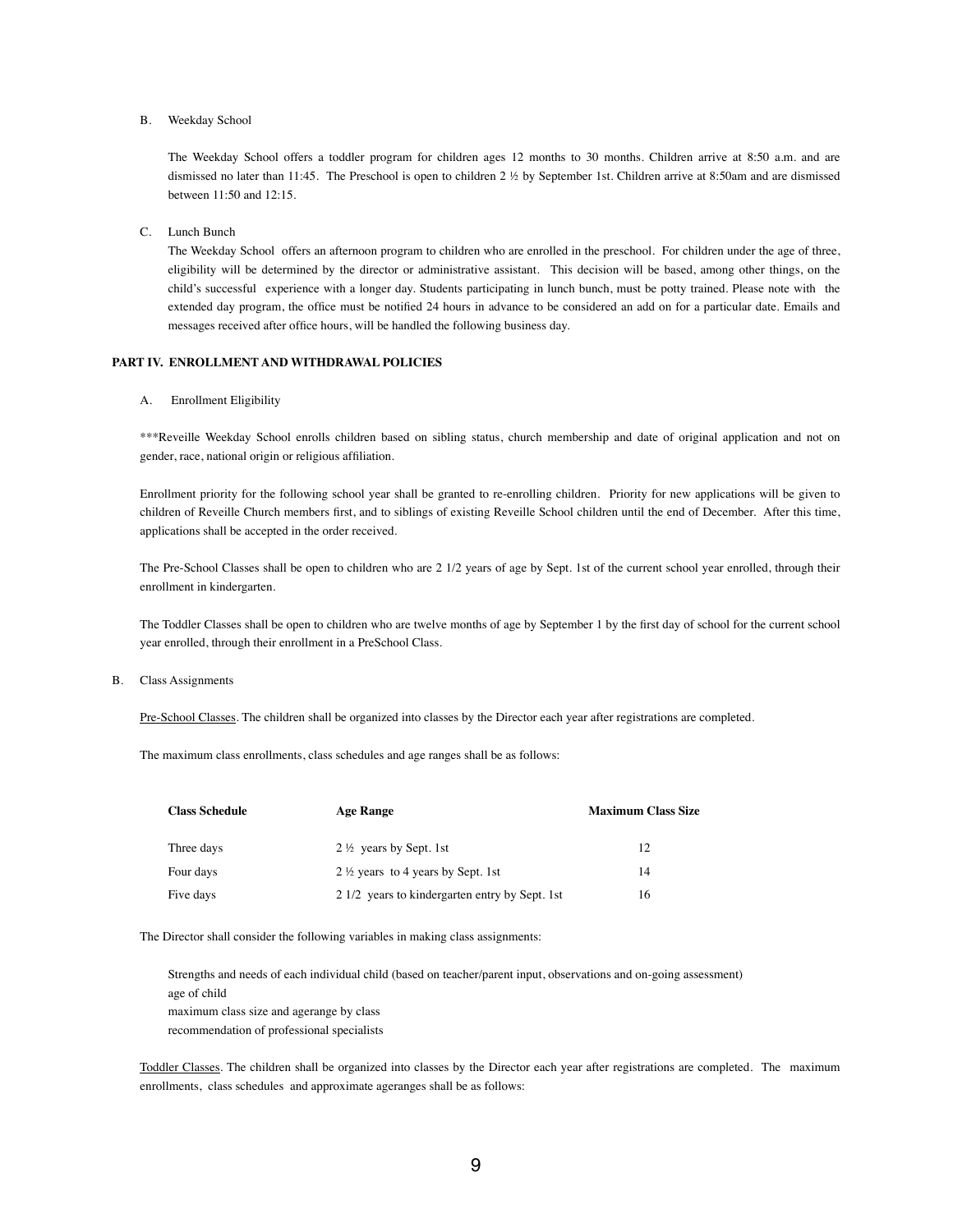B. Weekday School

The Weekday School offers a toddler program for children ages 12 months to 30 months. Children arrive at 8:50 a.m. and are dismissed no later than 11:45. The Preschool is open to children 2 ½ by September 1st. Children arrive at 8:50am and are dismissed between 11:50 and 12:15.

C. Lunch Bunch

The Weekday School offers an afternoon program to children who are enrolled in the preschool. For children under the age of three, eligibility will be determined by the director or administrative assistant. This decision will be based, among other things, on the child's successful experience with a longer day. Students participating in lunch bunch, must be potty trained. Please note with the extended day program, the office must be notified 24 hours in advance to be considered an add on for a particular date. Emails and messages received after office hours, will be handled the following business day.

**PART IV. ENROLLMENT AND WITHDRAWAL POLICIES**

A. Enrollment Eligibility

***Reveille Weekday School enrolls children based on sibling status, church membership and date of original application and not on gender, race, national origin or religious affiliation.

Enrollment priority for the following school year shall be granted to re-enrolling children. Priority for new applications will be given to children of Reveille Church members first, and to siblings of existing Reveille School children until the end of December. After this time, applications shall be accepted in the order received.

The Pre-School Classes shall be open to children who are 2 1/2 years of age by Sept. 1st of the current school year enrolled, through their enrollment in kindergarten.

The Toddler Classes shall be open to children who are twelve months of age by September 1 by the first day of school for the current school year enrolled, through their enrollment in a PreSchool Class.

B. Class Assignments

Pre-School Classes. The children shall be organized into classes by the Director each year after registrations are completed.

The maximum class enrollments, class schedules and age ranges shall be as follows:

| Class Schedule | Age Range | Maximum Class Size |
|---|---|---|
| Three days | 2 ½ years by Sept. 1st | 12 |
| Four days | 2 ½ years to 4 years by Sept. 1st | 14 |
| Five days | 2 1/2 years to kindergarten entry by Sept. 1st | 16 |

The Director shall consider the following variables in making class assignments:

Strengths and needs of each individual child (based on teacher/parent input, observations and on-going assessment)
age of child
maximum class size and agerange by class
recommendation of professional specialists

Toddler Classes. The children shall be organized into classes by the Director each year after registrations are completed. The maximum enrollments, class schedules and approximate ageranges shall be as follows: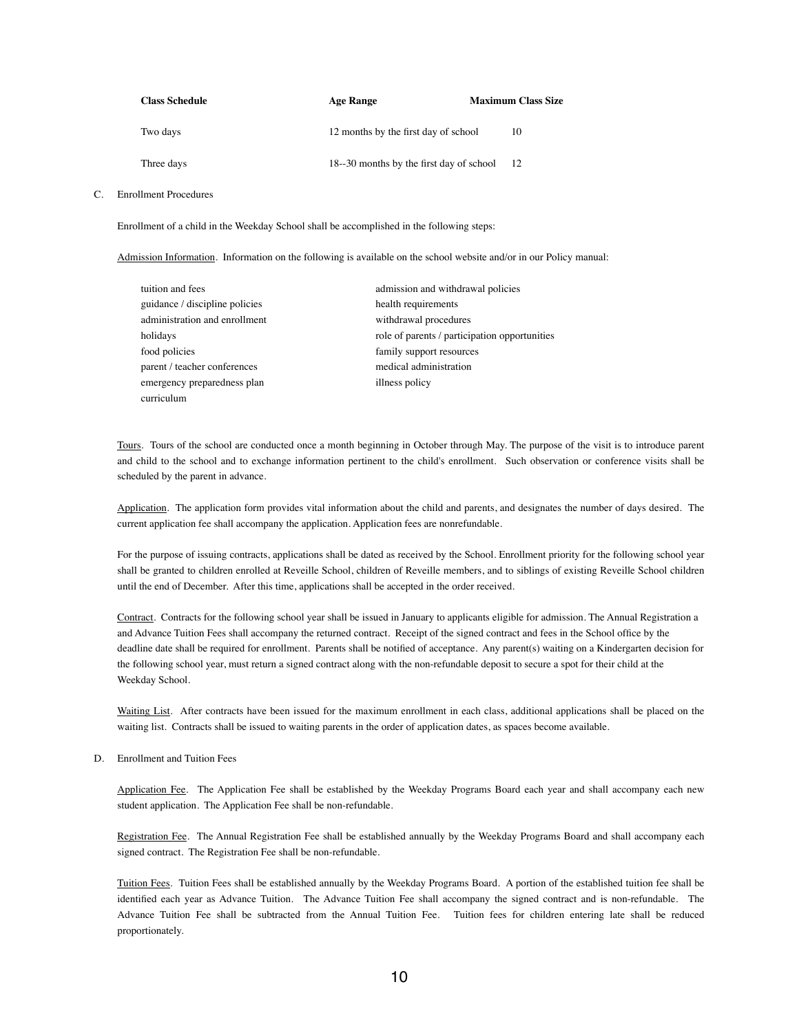| Class Schedule | Age Range | Maximum Class Size |
|---|---|---|
| Two days | 12 months by the first day of school | 10 |
| Three days | 18--30 months by the first day of school | 12 |

C. Enrollment Procedures

Enrollment of a child in the Weekday School shall be accomplished in the following steps:

Admission Information. Information on the following is available on the school website and/or in our Policy manual:

- tuition and fees
- guidance / discipline policies
- administration and enrollment
- holidays
- food policies
- parent / teacher conferences
- emergency preparedness plan
- curriculum
- admission and withdrawal policies
- health requirements
- withdrawal procedures
- role of parents / participation opportunities
- family support resources
- medical administration
- illness policy

Tours. Tours of the school are conducted once a month beginning in October through May. The purpose of the visit is to introduce parent and child to the school and to exchange information pertinent to the child's enrollment. Such observation or conference visits shall be scheduled by the parent in advance.

Application. The application form provides vital information about the child and parents, and designates the number of days desired. The current application fee shall accompany the application. Application fees are nonrefundable.

For the purpose of issuing contracts, applications shall be dated as received by the School. Enrollment priority for the following school year shall be granted to children enrolled at Reveille School, children of Reveille members, and to siblings of existing Reveille School children until the end of December. After this time, applications shall be accepted in the order received.

Contract. Contracts for the following school year shall be issued in January to applicants eligible for admission. The Annual Registration a and Advance Tuition Fees shall accompany the returned contract. Receipt of the signed contract and fees in the School office by the deadline date shall be required for enrollment. Parents shall be notified of acceptance. Any parent(s) waiting on a Kindergarten decision for the following school year, must return a signed contract along with the non-refundable deposit to secure a spot for their child at the Weekday School.

Waiting List. After contracts have been issued for the maximum enrollment in each class, additional applications shall be placed on the waiting list. Contracts shall be issued to waiting parents in the order of application dates, as spaces become available.

D. Enrollment and Tuition Fees

Application Fee. The Application Fee shall be established by the Weekday Programs Board each year and shall accompany each new student application. The Application Fee shall be non-refundable.

Registration Fee. The Annual Registration Fee shall be established annually by the Weekday Programs Board and shall accompany each signed contract. The Registration Fee shall be non-refundable.

Tuition Fees. Tuition Fees shall be established annually by the Weekday Programs Board. A portion of the established tuition fee shall be identified each year as Advance Tuition. The Advance Tuition Fee shall accompany the signed contract and is non-refundable. The Advance Tuition Fee shall be subtracted from the Annual Tuition Fee. Tuition fees for children entering late shall be reduced proportionately.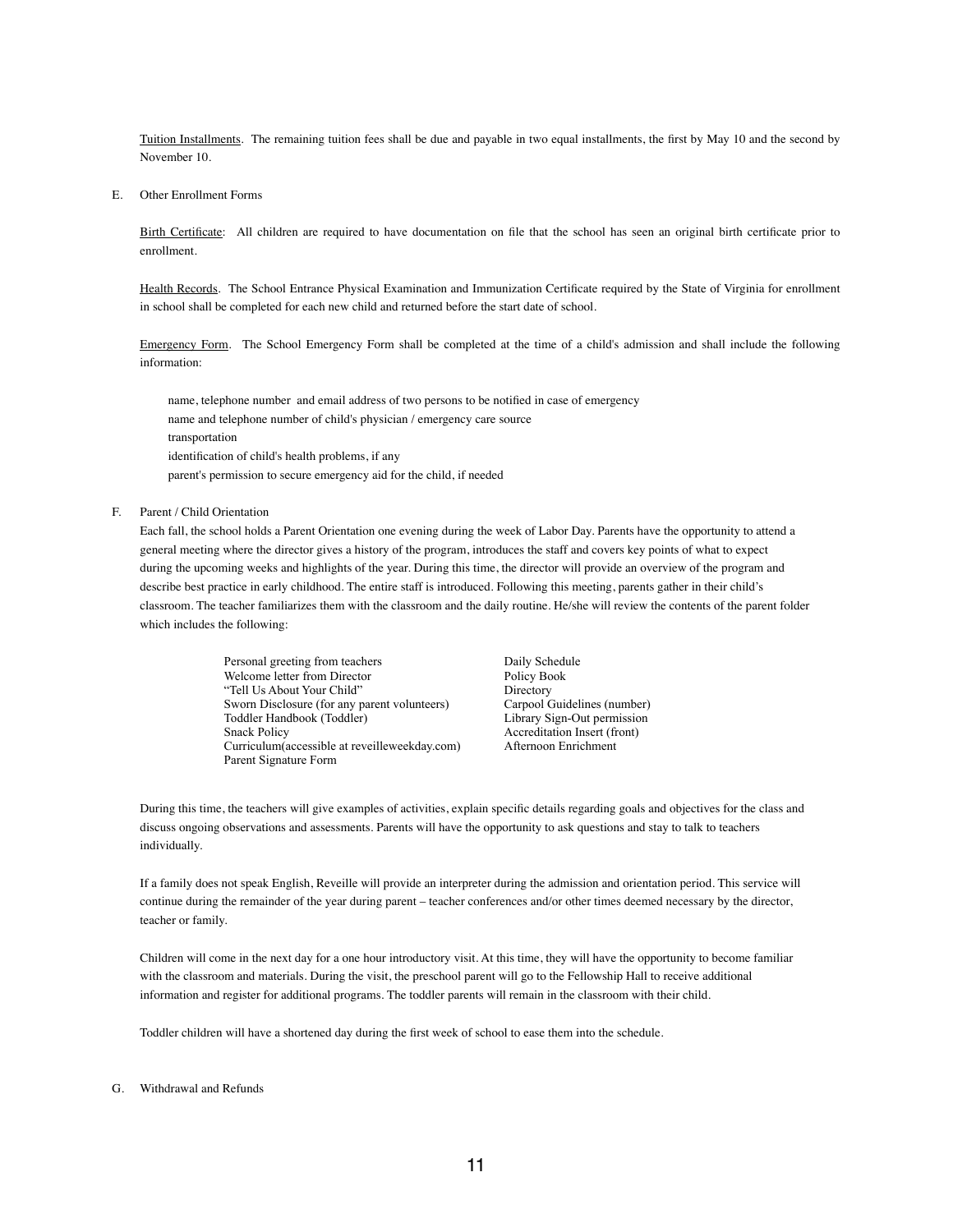Tuition Installments. The remaining tuition fees shall be due and payable in two equal installments, the first by May 10 and the second by November 10.

E. Other Enrollment Forms

Birth Certificate: All children are required to have documentation on file that the school has seen an original birth certificate prior to enrollment.

Health Records. The School Entrance Physical Examination and Immunization Certificate required by the State of Virginia for enrollment in school shall be completed for each new child and returned before the start date of school.

Emergency Form. The School Emergency Form shall be completed at the time of a child's admission and shall include the following information:

- name, telephone number and email address of two persons to be notified in case of emergency
- name and telephone number of child's physician / emergency care source
- transportation
- identification of child's health problems, if any
- parent's permission to secure emergency aid for the child, if needed

F. Parent / Child Orientation

Each fall, the school holds a Parent Orientation one evening during the week of Labor Day. Parents have the opportunity to attend a general meeting where the director gives a history of the program, introduces the staff and covers key points of what to expect during the upcoming weeks and highlights of the year. During this time, the director will provide an overview of the program and describe best practice in early childhood. The entire staff is introduced. Following this meeting, parents gather in their child's classroom. The teacher familiarizes them with the classroom and the daily routine. He/she will review the contents of the parent folder which includes the following:

- Personal greeting from teachers
- Welcome letter from Director
- "Tell Us About Your Child"
- Sworn Disclosure (for any parent volunteers)
- Toddler Handbook (Toddler)
- Snack Policy
- Curriculum(accessible at reveilleweekday.com)
- Parent Signature Form
- Daily Schedule
- Policy Book
- Directory
- Carpool Guidelines (number)
- Library Sign-Out permission
- Accreditation Insert (front)
- Afternoon Enrichment

During this time, the teachers will give examples of activities, explain specific details regarding goals and objectives for the class and discuss ongoing observations and assessments. Parents will have the opportunity to ask questions and stay to talk to teachers individually.

If a family does not speak English, Reveille will provide an interpreter during the admission and orientation period. This service will continue during the remainder of the year during parent – teacher conferences and/or other times deemed necessary by the director, teacher or family.

Children will come in the next day for a one hour introductory visit. At this time, they will have the opportunity to become familiar with the classroom and materials. During the visit, the preschool parent will go to the Fellowship Hall to receive additional information and register for additional programs. The toddler parents will remain in the classroom with their child.

Toddler children will have a shortened day during the first week of school to ease them into the schedule.

G. Withdrawal and Refunds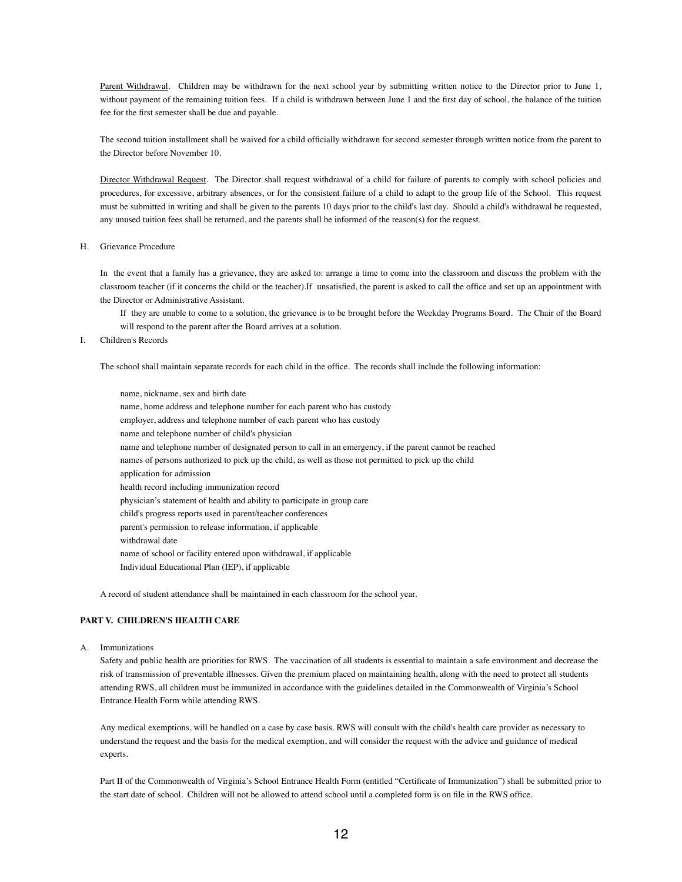Parent Withdrawal. Children may be withdrawn for the next school year by submitting written notice to the Director prior to June 1, without payment of the remaining tuition fees. If a child is withdrawn between June 1 and the first day of school, the balance of the tuition fee for the first semester shall be due and payable.

The second tuition installment shall be waived for a child officially withdrawn for second semester through written notice from the parent to the Director before November 10.

Director Withdrawal Request. The Director shall request withdrawal of a child for failure of parents to comply with school policies and procedures, for excessive, arbitrary absences, or for the consistent failure of a child to adapt to the group life of the School. This request must be submitted in writing and shall be given to the parents 10 days prior to the child's last day. Should a child's withdrawal be requested, any unused tuition fees shall be returned, and the parents shall be informed of the reason(s) for the request.

H. Grievance Procedure

In the event that a family has a grievance, they are asked to: arrange a time to come into the classroom and discuss the problem with the classroom teacher (if it concerns the child or the teacher).If unsatisfied, the parent is asked to call the office and set up an appointment with the Director or Administrative Assistant.

If they are unable to come to a solution, the grievance is to be brought before the Weekday Programs Board. The Chair of the Board will respond to the parent after the Board arrives at a solution.

I. Children's Records

The school shall maintain separate records for each child in the office. The records shall include the following information:

- name, nickname, sex and birth date
- name, home address and telephone number for each parent who has custody
- employer, address and telephone number of each parent who has custody
- name and telephone number of child's physician
- name and telephone number of designated person to call in an emergency, if the parent cannot be reached
- names of persons authorized to pick up the child, as well as those not permitted to pick up the child
- application for admission
- health record including immunization record
- physician's statement of health and ability to participate in group care
- child's progress reports used in parent/teacher conferences
- parent's permission to release information, if applicable
- withdrawal date
- name of school or facility entered upon withdrawal, if applicable
- Individual Educational Plan (IEP), if applicable

A record of student attendance shall be maintained in each classroom for the school year.

## PART V. CHILDREN'S HEALTH CARE

A. Immunizations

Safety and public health are priorities for RWS. The vaccination of all students is essential to maintain a safe environment and decrease the risk of transmission of preventable illnesses. Given the premium placed on maintaining health, along with the need to protect all students attending RWS, all children must be immunized in accordance with the guidelines detailed in the Commonwealth of Virginia's School Entrance Health Form while attending RWS.

Any medical exemptions, will be handled on a case by case basis. RWS will consult with the child's health care provider as necessary to understand the request and the basis for the medical exemption, and will consider the request with the advice and guidance of medical experts.

Part II of the Commonwealth of Virginia's School Entrance Health Form (entitled "Certificate of Immunization") shall be submitted prior to the start date of school. Children will not be allowed to attend school until a completed form is on file in the RWS office.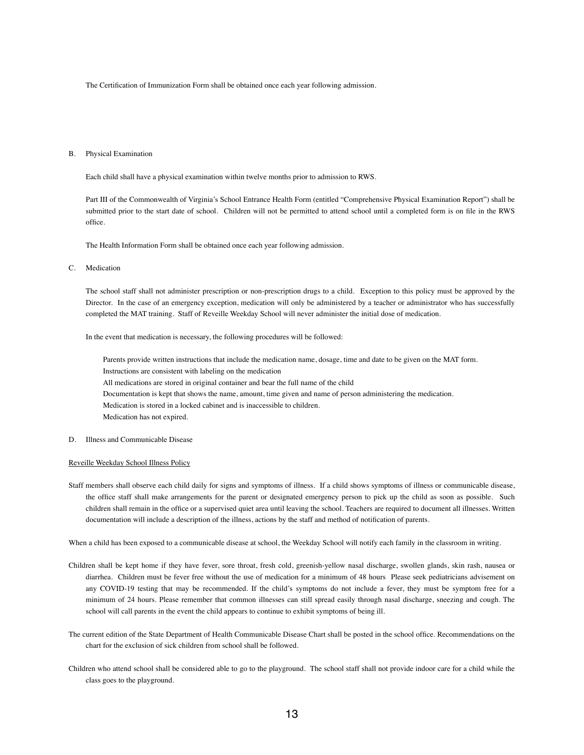The Certification of Immunization Form shall be obtained once each year following admission.

B. Physical Examination

Each child shall have a physical examination within twelve months prior to admission to RWS.

Part III of the Commonwealth of Virginia's School Entrance Health Form (entitled "Comprehensive Physical Examination Report") shall be submitted prior to the start date of school. Children will not be permitted to attend school until a completed form is on file in the RWS office.

The Health Information Form shall be obtained once each year following admission.

C. Medication

The school staff shall not administer prescription or non-prescription drugs to a child. Exception to this policy must be approved by the Director. In the case of an emergency exception, medication will only be administered by a teacher or administrator who has successfully completed the MAT training. Staff of Reveille Weekday School will never administer the initial dose of medication.

In the event that medication is necessary, the following procedures will be followed:

- Parents provide written instructions that include the medication name, dosage, time and date to be given on the MAT form.
- Instructions are consistent with labeling on the medication
- All medications are stored in original container and bear the full name of the child
- Documentation is kept that shows the name, amount, time given and name of person administering the medication.
- Medication is stored in a locked cabinet and is inaccessible to children.
- Medication has not expired.

D. Illness and Communicable Disease

Reveille Weekday School Illness Policy

Staff members shall observe each child daily for signs and symptoms of illness. If a child shows symptoms of illness or communicable disease, the office staff shall make arrangements for the parent or designated emergency person to pick up the child as soon as possible. Such children shall remain in the office or a supervised quiet area until leaving the school. Teachers are required to document all illnesses. Written documentation will include a description of the illness, actions by the staff and method of notification of parents.

When a child has been exposed to a communicable disease at school, the Weekday School will notify each family in the classroom in writing.

Children shall be kept home if they have fever, sore throat, fresh cold, greenish-yellow nasal discharge, swollen glands, skin rash, nausea or diarrhea. Children must be fever free without the use of medication for a minimum of 48 hours Please seek pediatricians advisement on any COVID-19 testing that may be recommended. If the child's symptoms do not include a fever, they must be symptom free for a minimum of 24 hours. Please remember that common illnesses can still spread easily through nasal discharge, sneezing and cough. The school will call parents in the event the child appears to continue to exhibit symptoms of being ill.

The current edition of the State Department of Health Communicable Disease Chart shall be posted in the school office. Recommendations on the chart for the exclusion of sick children from school shall be followed.

Children who attend school shall be considered able to go to the playground. The school staff shall not provide indoor care for a child while the class goes to the playground.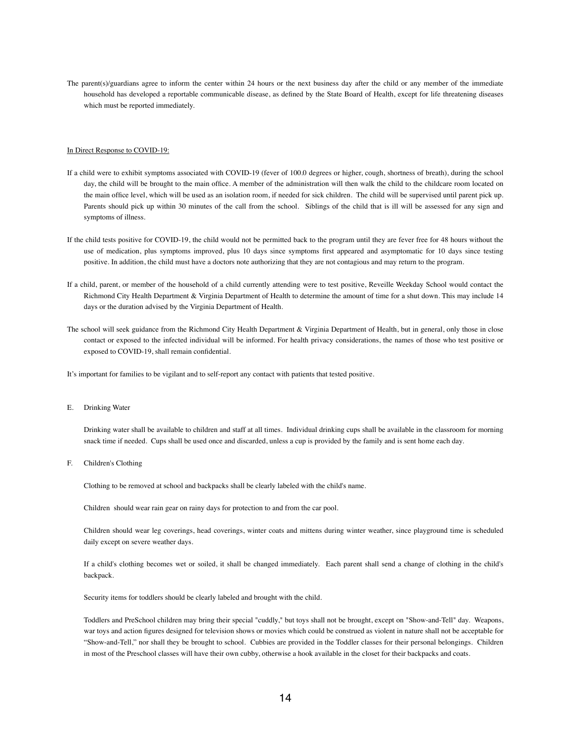The parent(s)/guardians agree to inform the center within 24 hours or the next business day after the child or any member of the immediate household has developed a reportable communicable disease, as defined by the State Board of Health, except for life threatening diseases which must be reported immediately.

<u>In Direct Response to COVID-19:</u>

If a child were to exhibit symptoms associated with COVID-19 (fever of 100.0 degrees or higher, cough, shortness of breath), during the school day, the child will be brought to the main office. A member of the administration will then walk the child to the childcare room located on the main office level, which will be used as an isolation room, if needed for sick children. The child will be supervised until parent pick up. Parents should pick up within 30 minutes of the call from the school. Siblings of the child that is ill will be assessed for any sign and symptoms of illness.

If the child tests positive for COVID-19, the child would not be permitted back to the program until they are fever free for 48 hours without the use of medication, plus symptoms improved, plus 10 days since symptoms first appeared and asymptomatic for 10 days since testing positive. In addition, the child must have a doctors note authorizing that they are not contagious and may return to the program.

If a child, parent, or member of the household of a child currently attending were to test positive, Reveille Weekday School would contact the Richmond City Health Department & Virginia Department of Health to determine the amount of time for a shut down. This may include 14 days or the duration advised by the Virginia Department of Health.

The school will seek guidance from the Richmond City Health Department & Virginia Department of Health, but in general, only those in close contact or exposed to the infected individual will be informed. For health privacy considerations, the names of those who test positive or exposed to COVID-19, shall remain confidential.

It's important for families to be vigilant and to self-report any contact with patients that tested positive.

E. Drinking Water

Drinking water shall be available to children and staff at all times. Individual drinking cups shall be available in the classroom for morning snack time if needed. Cups shall be used once and discarded, unless a cup is provided by the family and is sent home each day.

F. Children's Clothing

Clothing to be removed at school and backpacks shall be clearly labeled with the child's name.

Children should wear rain gear on rainy days for protection to and from the car pool.

Children should wear leg coverings, head coverings, winter coats and mittens during winter weather, since playground time is scheduled daily except on severe weather days.

If a child's clothing becomes wet or soiled, it shall be changed immediately. Each parent shall send a change of clothing in the child's backpack.

Security items for toddlers should be clearly labeled and brought with the child.

Toddlers and PreSchool children may bring their special "cuddly," but toys shall not be brought, except on "Show-and-Tell" day. Weapons, war toys and action figures designed for television shows or movies which could be construed as violent in nature shall not be acceptable for "Show-and-Tell," nor shall they be brought to school. Cubbies are provided in the Toddler classes for their personal belongings. Children in most of the Preschool classes will have their own cubby, otherwise a hook available in the closet for their backpacks and coats.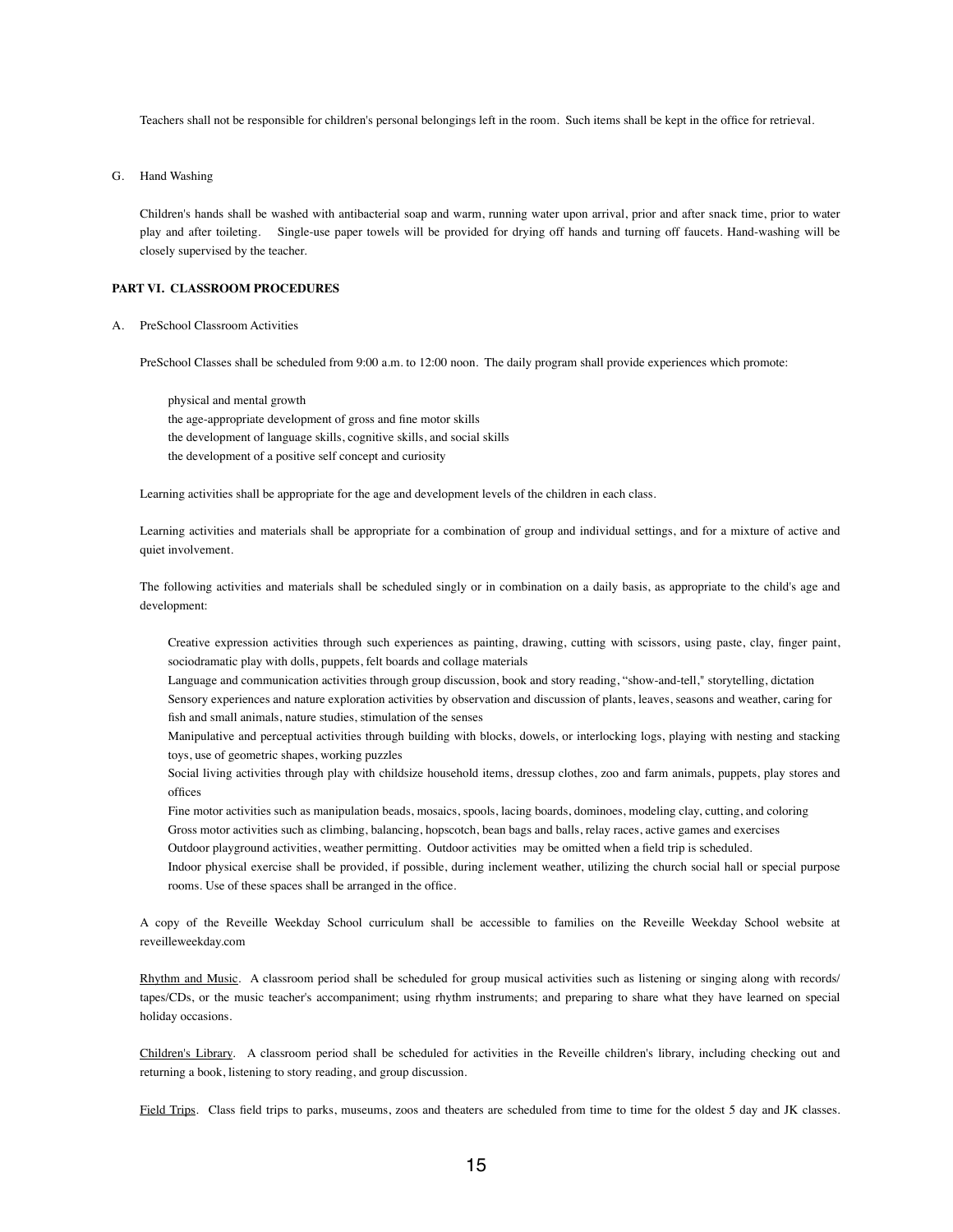Teachers shall not be responsible for children's personal belongings left in the room. Such items shall be kept in the office for retrieval.

G. Hand Washing

Children's hands shall be washed with antibacterial soap and warm, running water upon arrival, prior and after snack time, prior to water play and after toileting. Single-use paper towels will be provided for drying off hands and turning off faucets. Hand-washing will be closely supervised by the teacher.

**PART VI. CLASSROOM PROCEDURES**

A. PreSchool Classroom Activities

PreSchool Classes shall be scheduled from 9:00 a.m. to 12:00 noon. The daily program shall provide experiences which promote:

physical and mental growth
the age-appropriate development of gross and fine motor skills
the development of language skills, cognitive skills, and social skills
the development of a positive self concept and curiosity

Learning activities shall be appropriate for the age and development levels of the children in each class.

Learning activities and materials shall be appropriate for a combination of group and individual settings, and for a mixture of active and quiet involvement.

The following activities and materials shall be scheduled singly or in combination on a daily basis, as appropriate to the child's age and development:

Creative expression activities through such experiences as painting, drawing, cutting with scissors, using paste, clay, finger paint, sociodramatic play with dolls, puppets, felt boards and collage materials
Language and communication activities through group discussion, book and story reading, "show-and-tell," storytelling, dictation
Sensory experiences and nature exploration activities by observation and discussion of plants, leaves, seasons and weather, caring for fish and small animals, nature studies, stimulation of the senses
Manipulative and perceptual activities through building with blocks, dowels, or interlocking logs, playing with nesting and stacking toys, use of geometric shapes, working puzzles
Social living activities through play with childsize household items, dressup clothes, zoo and farm animals, puppets, play stores and offices
Fine motor activities such as manipulation beads, mosaics, spools, lacing boards, dominoes, modeling clay, cutting, and coloring
Gross motor activities such as climbing, balancing, hopscotch, bean bags and balls, relay races, active games and exercises
Outdoor playground activities, weather permitting. Outdoor activities may be omitted when a field trip is scheduled.
Indoor physical exercise shall be provided, if possible, during inclement weather, utilizing the church social hall or special purpose rooms. Use of these spaces shall be arranged in the office.

A copy of the Reveille Weekday School curriculum shall be accessible to families on the Reveille Weekday School website at reveilleweekday.com

Rhythm and Music. A classroom period shall be scheduled for group musical activities such as listening or singing along with records/tapes/CDs, or the music teacher's accompaniment; using rhythm instruments; and preparing to share what they have learned on special holiday occasions.

Children's Library. A classroom period shall be scheduled for activities in the Reveille children's library, including checking out and returning a book, listening to story reading, and group discussion.

Field Trips. Class field trips to parks, museums, zoos and theaters are scheduled from time to time for the oldest 5 day and JK classes.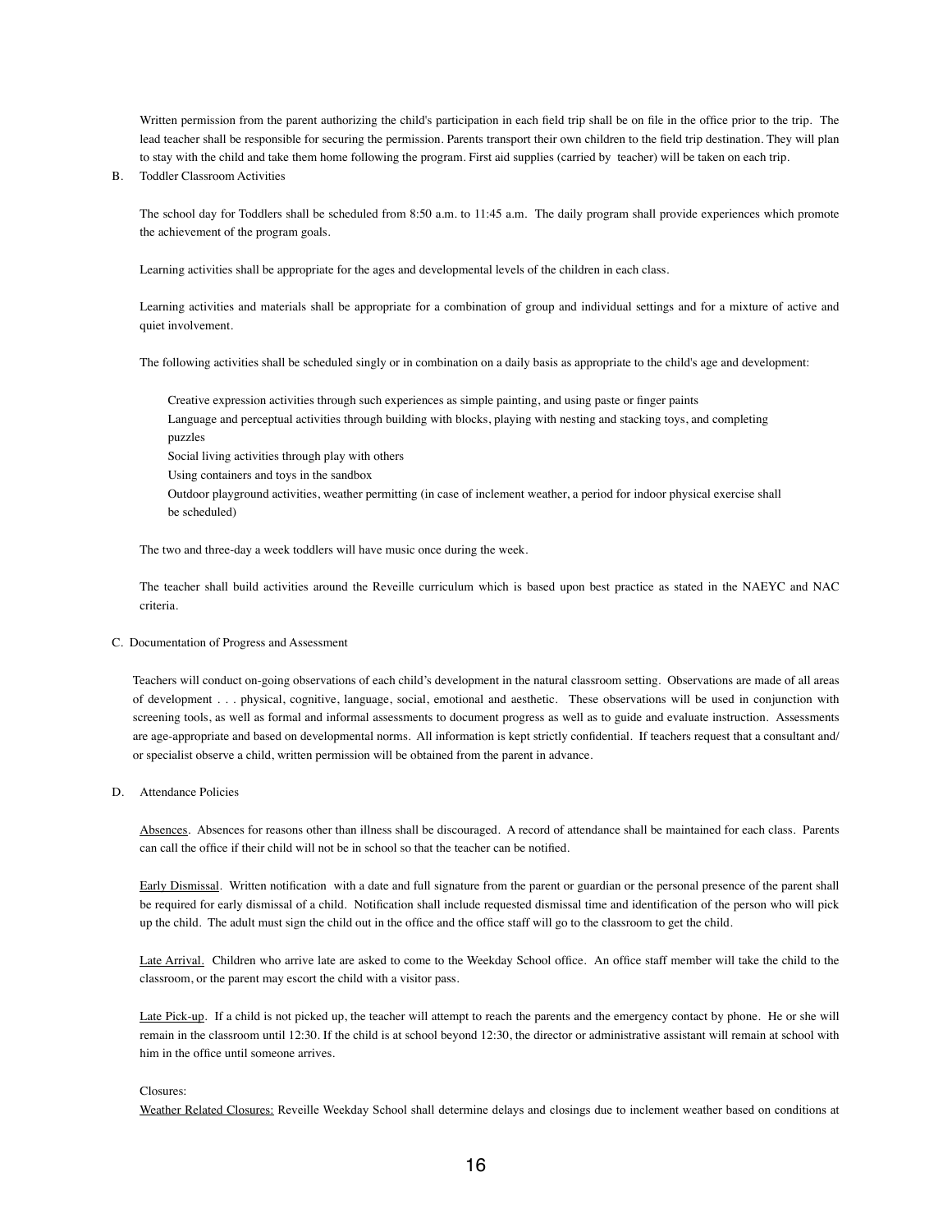Written permission from the parent authorizing the child's participation in each field trip shall be on file in the office prior to the trip. The lead teacher shall be responsible for securing the permission. Parents transport their own children to the field trip destination. They will plan to stay with the child and take them home following the program. First aid supplies (carried by teacher) will be taken on each trip.

B. Toddler Classroom Activities

The school day for Toddlers shall be scheduled from 8:50 a.m. to 11:45 a.m. The daily program shall provide experiences which promote the achievement of the program goals.

Learning activities shall be appropriate for the ages and developmental levels of the children in each class.

Learning activities and materials shall be appropriate for a combination of group and individual settings and for a mixture of active and quiet involvement.

The following activities shall be scheduled singly or in combination on a daily basis as appropriate to the child's age and development:

Creative expression activities through such experiences as simple painting, and using paste or finger paints
Language and perceptual activities through building with blocks, playing with nesting and stacking toys, and completing puzzles
Social living activities through play with others
Using containers and toys in the sandbox
Outdoor playground activities, weather permitting (in case of inclement weather, a period for indoor physical exercise shall be scheduled)

The two and three-day a week toddlers will have music once during the week.

The teacher shall build activities around the Reveille curriculum which is based upon best practice as stated in the NAEYC and NAC criteria.

C. Documentation of Progress and Assessment

Teachers will conduct on-going observations of each child's development in the natural classroom setting. Observations are made of all areas of development . . . physical, cognitive, language, social, emotional and aesthetic. These observations will be used in conjunction with screening tools, as well as formal and informal assessments to document progress as well as to guide and evaluate instruction. Assessments are age-appropriate and based on developmental norms. All information is kept strictly confidential. If teachers request that a consultant and/or specialist observe a child, written permission will be obtained from the parent in advance.

D. Attendance Policies

<u>Absences</u>. Absences for reasons other than illness shall be discouraged. A record of attendance shall be maintained for each class. Parents can call the office if their child will not be in school so that the teacher can be notified.

<u>Early Dismissal</u>. Written notification with a date and full signature from the parent or guardian or the personal presence of the parent shall be required for early dismissal of a child. Notification shall include requested dismissal time and identification of the person who will pick up the child. The adult must sign the child out in the office and the office staff will go to the classroom to get the child.

<u>Late Arrival.</u> Children who arrive late are asked to come to the Weekday School office. An office staff member will take the child to the classroom, or the parent may escort the child with a visitor pass.

<u>Late Pick-up</u>. If a child is not picked up, the teacher will attempt to reach the parents and the emergency contact by phone. He or she will remain in the classroom until 12:30. If the child is at school beyond 12:30, the director or administrative assistant will remain at school with him in the office until someone arrives.

Closures:
<u>Weather Related Closures:</u> Reveille Weekday School shall determine delays and closings due to inclement weather based on conditions at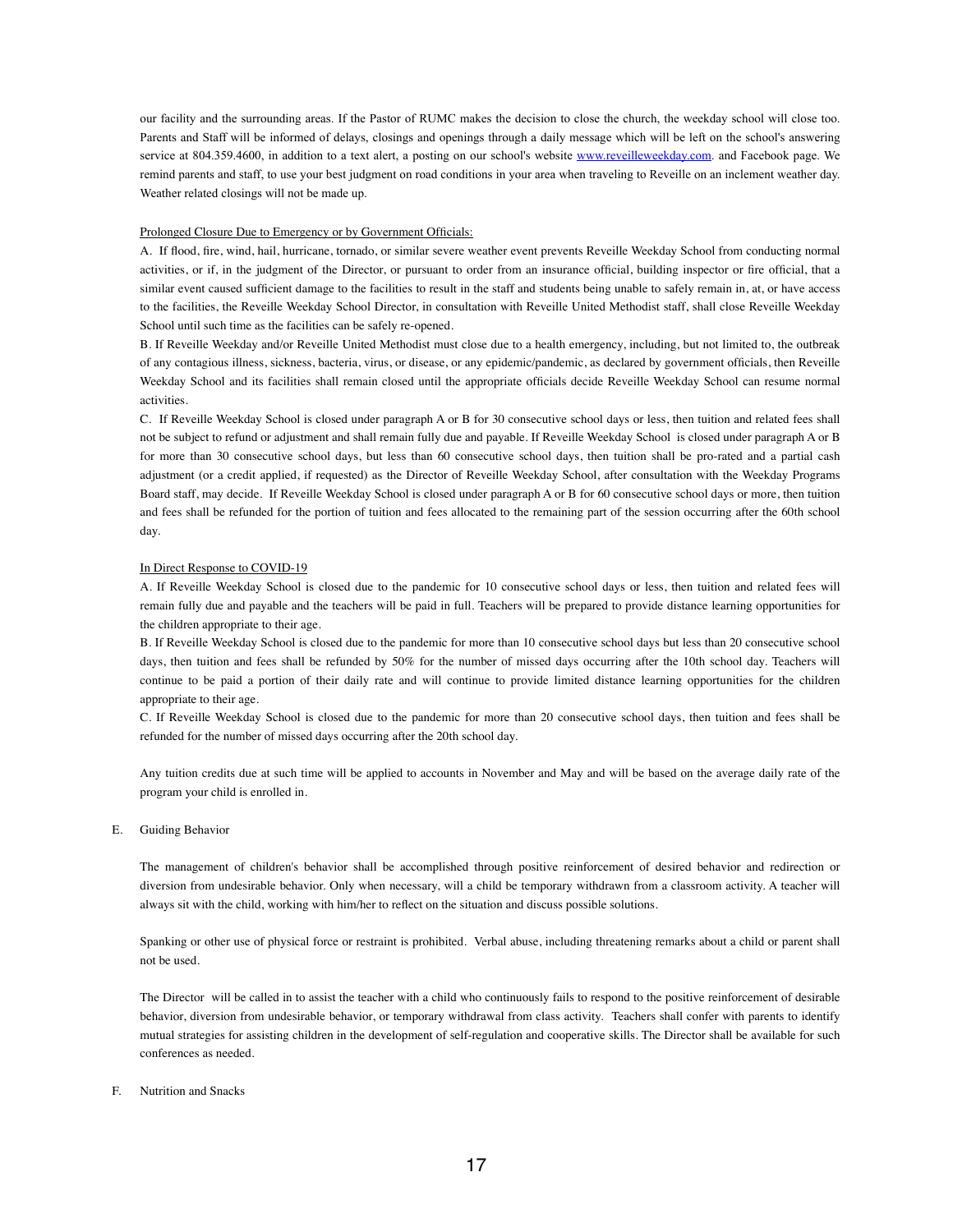our facility and the surrounding areas. If the Pastor of RUMC makes the decision to close the church, the weekday school will close too. Parents and Staff will be informed of delays, closings and openings through a daily message which will be left on the school's answering service at 804.359.4600, in addition to a text alert, a posting on our school's website [www.reveilleweekday.com](http://www.reveilleweekday.com). and Facebook page. We remind parents and staff, to use your best judgment on road conditions in your area when traveling to Reveille on an inclement weather day. Weather related closings will not be made up.

<u>Prolonged Closure Due to Emergency or by Government Officials:</u>

A. If flood, fire, wind, hail, hurricane, tornado, or similar severe weather event prevents Reveille Weekday School from conducting normal activities, or if, in the judgment of the Director, or pursuant to order from an insurance official, building inspector or fire official, that a similar event caused sufficient damage to the facilities to result in the staff and students being unable to safely remain in, at, or have access to the facilities, the Reveille Weekday School Director, in consultation with Reveille United Methodist staff, shall close Reveille Weekday School until such time as the facilities can be safely re-opened.

B. If Reveille Weekday and/or Reveille United Methodist must close due to a health emergency, including, but not limited to, the outbreak of any contagious illness, sickness, bacteria, virus, or disease, or any epidemic/pandemic, as declared by government officials, then Reveille Weekday School and its facilities shall remain closed until the appropriate officials decide Reveille Weekday School can resume normal activities.

C. If Reveille Weekday School is closed under paragraph A or B for 30 consecutive school days or less, then tuition and related fees shall not be subject to refund or adjustment and shall remain fully due and payable. If Reveille Weekday School is closed under paragraph A or B for more than 30 consecutive school days, but less than 60 consecutive school days, then tuition shall be pro-rated and a partial cash adjustment (or a credit applied, if requested) as the Director of Reveille Weekday School, after consultation with the Weekday Programs Board staff, may decide. If Reveille Weekday School is closed under paragraph A or B for 60 consecutive school days or more, then tuition and fees shall be refunded for the portion of tuition and fees allocated to the remaining part of the session occurring after the 60th school day.

<u>In Direct Response to COVID-19</u>

A. If Reveille Weekday School is closed due to the pandemic for 10 consecutive school days or less, then tuition and related fees will remain fully due and payable and the teachers will be paid in full. Teachers will be prepared to provide distance learning opportunities for the children appropriate to their age.

B. If Reveille Weekday School is closed due to the pandemic for more than 10 consecutive school days but less than 20 consecutive school days, then tuition and fees shall be refunded by 50% for the number of missed days occurring after the 10th school day. Teachers will continue to be paid a portion of their daily rate and will continue to provide limited distance learning opportunities for the children appropriate to their age.

C. If Reveille Weekday School is closed due to the pandemic for more than 20 consecutive school days, then tuition and fees shall be refunded for the number of missed days occurring after the 20th school day.

Any tuition credits due at such time will be applied to accounts in November and May and will be based on the average daily rate of the program your child is enrolled in.

E. Guiding Behavior

The management of children's behavior shall be accomplished through positive reinforcement of desired behavior and redirection or diversion from undesirable behavior. Only when necessary, will a child be temporary withdrawn from a classroom activity. A teacher will always sit with the child, working with him/her to reflect on the situation and discuss possible solutions.

Spanking or other use of physical force or restraint is prohibited. Verbal abuse, including threatening remarks about a child or parent shall not be used.

The Director will be called in to assist the teacher with a child who continuously fails to respond to the positive reinforcement of desirable behavior, diversion from undesirable behavior, or temporary withdrawal from class activity. Teachers shall confer with parents to identify mutual strategies for assisting children in the development of self-regulation and cooperative skills. The Director shall be available for such conferences as needed.

F. Nutrition and Snacks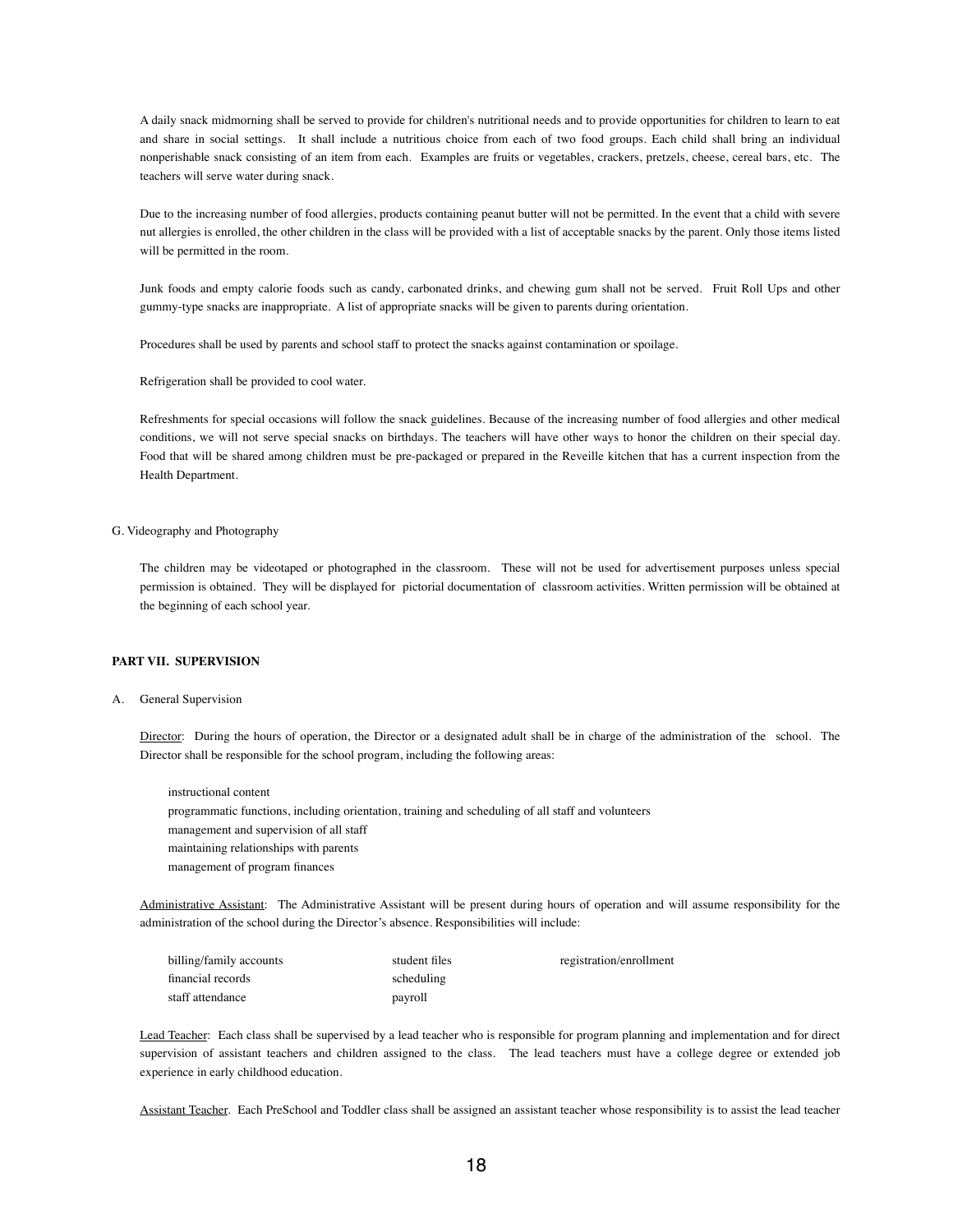A daily snack midmorning shall be served to provide for children's nutritional needs and to provide opportunities for children to learn to eat and share in social settings. It shall include a nutritious choice from each of two food groups. Each child shall bring an individual nonperishable snack consisting of an item from each. Examples are fruits or vegetables, crackers, pretzels, cheese, cereal bars, etc. The teachers will serve water during snack.

Due to the increasing number of food allergies, products containing peanut butter will not be permitted. In the event that a child with severe nut allergies is enrolled, the other children in the class will be provided with a list of acceptable snacks by the parent. Only those items listed will be permitted in the room.

Junk foods and empty calorie foods such as candy, carbonated drinks, and chewing gum shall not be served. Fruit Roll Ups and other gummy-type snacks are inappropriate. A list of appropriate snacks will be given to parents during orientation.

Procedures shall be used by parents and school staff to protect the snacks against contamination or spoilage.

Refrigeration shall be provided to cool water.

Refreshments for special occasions will follow the snack guidelines. Because of the increasing number of food allergies and other medical conditions, we will not serve special snacks on birthdays. The teachers will have other ways to honor the children on their special day. Food that will be shared among children must be pre-packaged or prepared in the Reveille kitchen that has a current inspection from the Health Department.

G. Videography and Photography

The children may be videotaped or photographed in the classroom. These will not be used for advertisement purposes unless special permission is obtained. They will be displayed for pictorial documentation of classroom activities. Written permission will be obtained at the beginning of each school year.

## PART VII. SUPERVISION

A. General Supervision

Director: During the hours of operation, the Director or a designated adult shall be in charge of the administration of the school. The Director shall be responsible for the school program, including the following areas:

- instructional content
- programmatic functions, including orientation, training and scheduling of all staff and volunteers
- management and supervision of all staff
- maintaining relationships with parents
- management of program finances

Administrative Assistant: The Administrative Assistant will be present during hours of operation and will assume responsibility for the administration of the school during the Director's absence. Responsibilities will include:

- billing/family accounts
- financial records
- staff attendance
- student files
- scheduling
- payroll
- registration/enrollment

Lead Teacher: Each class shall be supervised by a lead teacher who is responsible for program planning and implementation and for direct supervision of assistant teachers and children assigned to the class. The lead teachers must have a college degree or extended job experience in early childhood education.

Assistant Teacher. Each PreSchool and Toddler class shall be assigned an assistant teacher whose responsibility is to assist the lead teacher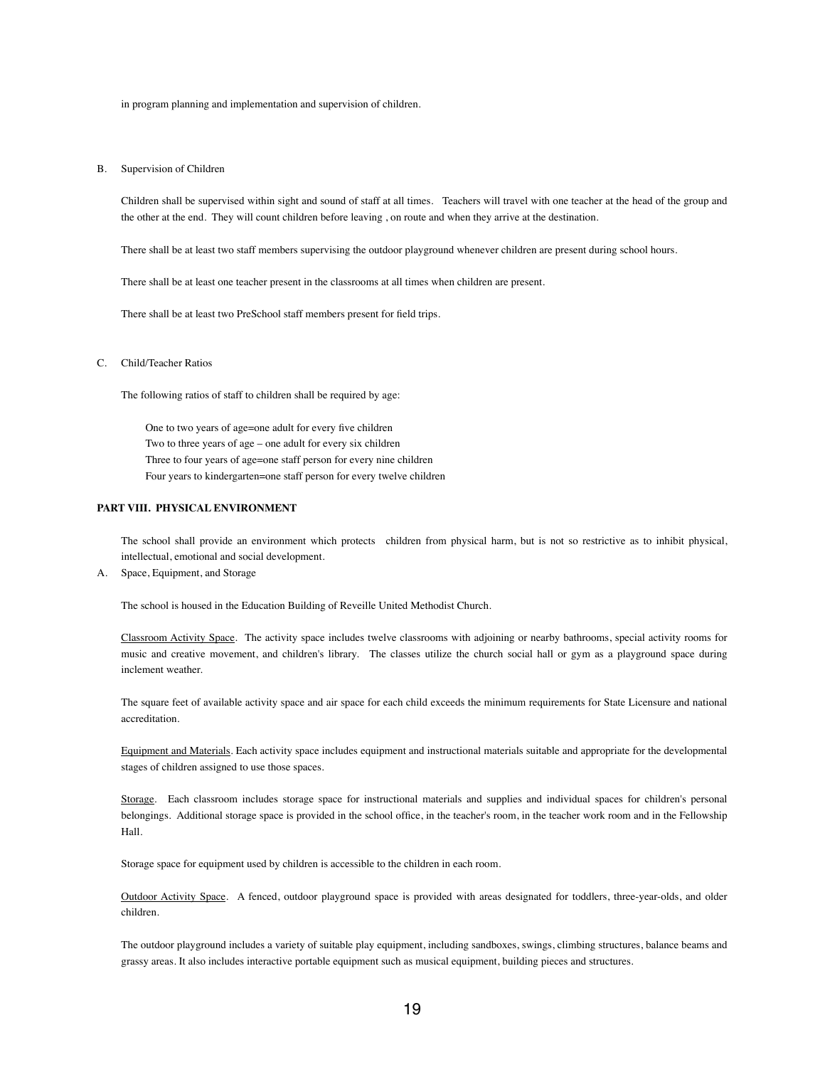in program planning and implementation and supervision of children.

B. Supervision of Children

Children shall be supervised within sight and sound of staff at all times. Teachers will travel with one teacher at the head of the group and the other at the end. They will count children before leaving , on route and when they arrive at the destination.

There shall be at least two staff members supervising the outdoor playground whenever children are present during school hours.

There shall be at least one teacher present in the classrooms at all times when children are present.

There shall be at least two PreSchool staff members present for field trips.

C. Child/Teacher Ratios

The following ratios of staff to children shall be required by age:

One to two years of age=one adult for every five children
Two to three years of age – one adult for every six children
Three to four years of age=one staff person for every nine children
Four years to kindergarten=one staff person for every twelve children

**PART VIII. PHYSICAL ENVIRONMENT**

The school shall provide an environment which protects children from physical harm, but is not so restrictive as to inhibit physical, intellectual, emotional and social development.

A. Space, Equipment, and Storage

The school is housed in the Education Building of Reveille United Methodist Church.

Classroom Activity Space. The activity space includes twelve classrooms with adjoining or nearby bathrooms, special activity rooms for music and creative movement, and children's library. The classes utilize the church social hall or gym as a playground space during inclement weather.

The square feet of available activity space and air space for each child exceeds the minimum requirements for State Licensure and national accreditation.

Equipment and Materials. Each activity space includes equipment and instructional materials suitable and appropriate for the developmental stages of children assigned to use those spaces.

Storage. Each classroom includes storage space for instructional materials and supplies and individual spaces for children's personal belongings. Additional storage space is provided in the school office, in the teacher's room, in the teacher work room and in the Fellowship Hall.

Storage space for equipment used by children is accessible to the children in each room.

Outdoor Activity Space. A fenced, outdoor playground space is provided with areas designated for toddlers, three-year-olds, and older children.

The outdoor playground includes a variety of suitable play equipment, including sandboxes, swings, climbing structures, balance beams and grassy areas. It also includes interactive portable equipment such as musical equipment, building pieces and structures.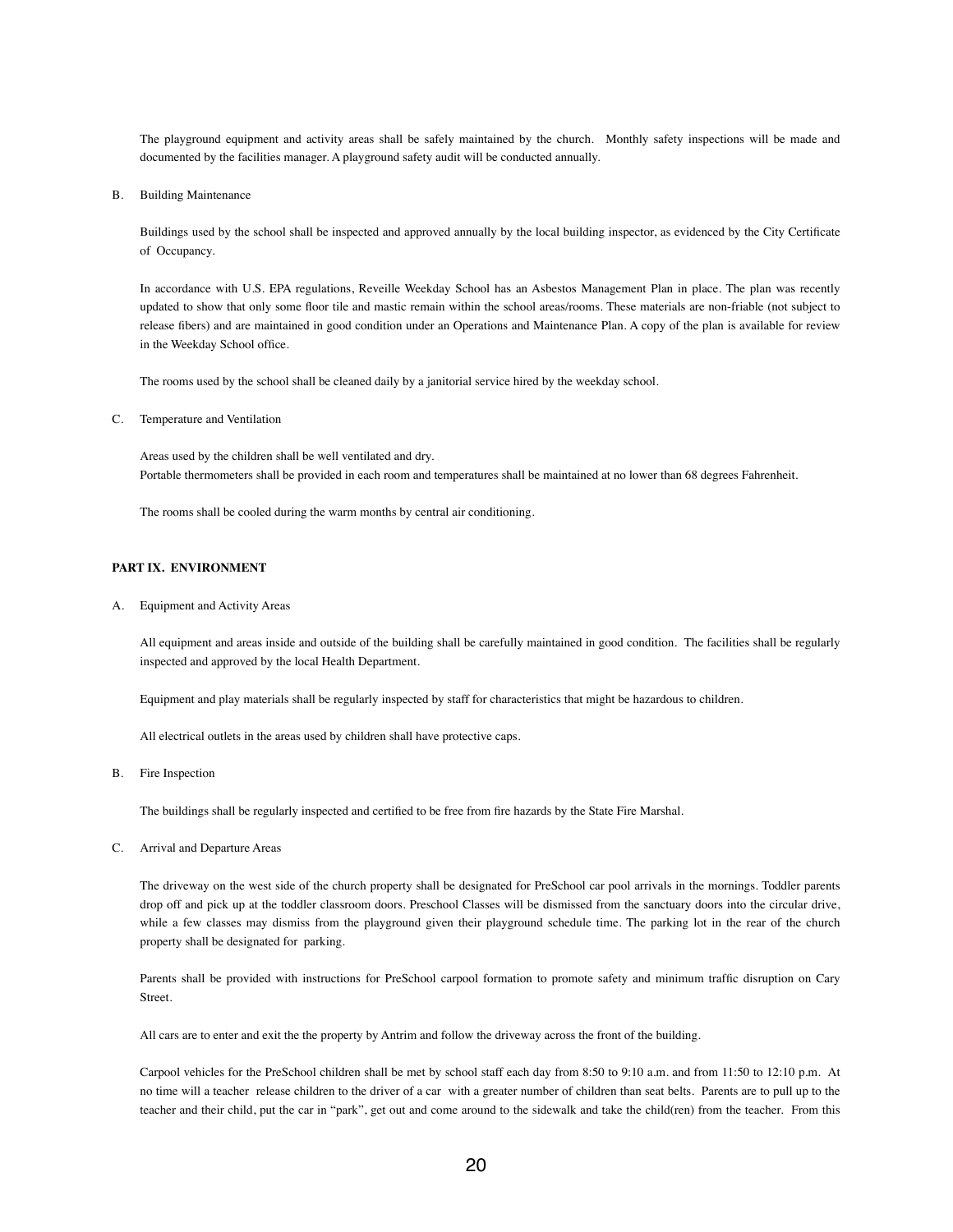The playground equipment and activity areas shall be safely maintained by the church. Monthly safety inspections will be made and documented by the facilities manager. A playground safety audit will be conducted annually.

B. Building Maintenance

Buildings used by the school shall be inspected and approved annually by the local building inspector, as evidenced by the City Certificate of Occupancy.

In accordance with U.S. EPA regulations, Reveille Weekday School has an Asbestos Management Plan in place. The plan was recently updated to show that only some floor tile and mastic remain within the school areas/rooms. These materials are non-friable (not subject to release fibers) and are maintained in good condition under an Operations and Maintenance Plan. A copy of the plan is available for review in the Weekday School office.

The rooms used by the school shall be cleaned daily by a janitorial service hired by the weekday school.

C. Temperature and Ventilation

Areas used by the children shall be well ventilated and dry.
Portable thermometers shall be provided in each room and temperatures shall be maintained at no lower than 68 degrees Fahrenheit.

The rooms shall be cooled during the warm months by central air conditioning.

**PART IX. ENVIRONMENT**

A. Equipment and Activity Areas

All equipment and areas inside and outside of the building shall be carefully maintained in good condition. The facilities shall be regularly inspected and approved by the local Health Department.

Equipment and play materials shall be regularly inspected by staff for characteristics that might be hazardous to children.

All electrical outlets in the areas used by children shall have protective caps.

B. Fire Inspection

The buildings shall be regularly inspected and certified to be free from fire hazards by the State Fire Marshal.

C. Arrival and Departure Areas

The driveway on the west side of the church property shall be designated for PreSchool car pool arrivals in the mornings. Toddler parents drop off and pick up at the toddler classroom doors. Preschool Classes will be dismissed from the sanctuary doors into the circular drive, while a few classes may dismiss from the playground given their playground schedule time. The parking lot in the rear of the church property shall be designated for parking.

Parents shall be provided with instructions for PreSchool carpool formation to promote safety and minimum traffic disruption on Cary Street.

All cars are to enter and exit the the property by Antrim and follow the driveway across the front of the building.

Carpool vehicles for the PreSchool children shall be met by school staff each day from 8:50 to 9:10 a.m. and from 11:50 to 12:10 p.m. At no time will a teacher release children to the driver of a car with a greater number of children than seat belts. Parents are to pull up to the teacher and their child, put the car in "park", get out and come around to the sidewalk and take the child(ren) from the teacher. From this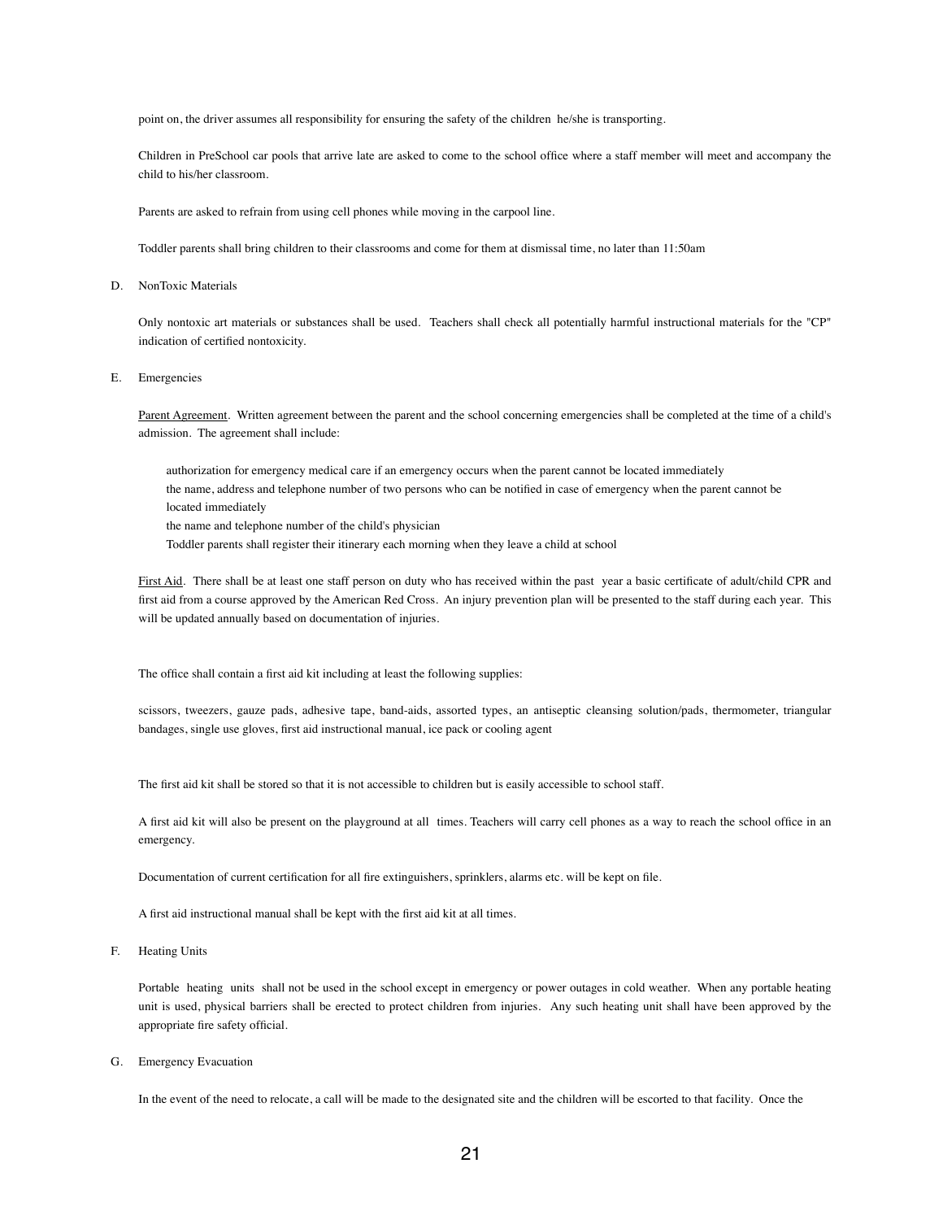point on, the driver assumes all responsibility for ensuring the safety of the children he/she is transporting.

Children in PreSchool car pools that arrive late are asked to come to the school office where a staff member will meet and accompany the child to his/her classroom.

Parents are asked to refrain from using cell phones while moving in the carpool line.

Toddler parents shall bring children to their classrooms and come for them at dismissal time, no later than 11:50am

D. NonToxic Materials

Only nontoxic art materials or substances shall be used. Teachers shall check all potentially harmful instructional materials for the "CP" indication of certified nontoxicity.

E. Emergencies

Parent Agreement. Written agreement between the parent and the school concerning emergencies shall be completed at the time of a child's admission. The agreement shall include:

- authorization for emergency medical care if an emergency occurs when the parent cannot be located immediately
- the name, address and telephone number of two persons who can be notified in case of emergency when the parent cannot be located immediately
- the name and telephone number of the child's physician
- Toddler parents shall register their itinerary each morning when they leave a child at school

First Aid. There shall be at least one staff person on duty who has received within the past year a basic certificate of adult/child CPR and first aid from a course approved by the American Red Cross. An injury prevention plan will be presented to the staff during each year. This will be updated annually based on documentation of injuries.

The office shall contain a first aid kit including at least the following supplies:

scissors, tweezers, gauze pads, adhesive tape, band-aids, assorted types, an antiseptic cleansing solution/pads, thermometer, triangular bandages, single use gloves, first aid instructional manual, ice pack or cooling agent

The first aid kit shall be stored so that it is not accessible to children but is easily accessible to school staff.

A first aid kit will also be present on the playground at all times. Teachers will carry cell phones as a way to reach the school office in an emergency.

Documentation of current certification for all fire extinguishers, sprinklers, alarms etc. will be kept on file.

A first aid instructional manual shall be kept with the first aid kit at all times.

F. Heating Units

Portable heating units shall not be used in the school except in emergency or power outages in cold weather. When any portable heating unit is used, physical barriers shall be erected to protect children from injuries. Any such heating unit shall have been approved by the appropriate fire safety official.

G. Emergency Evacuation

In the event of the need to relocate, a call will be made to the designated site and the children will be escorted to that facility. Once the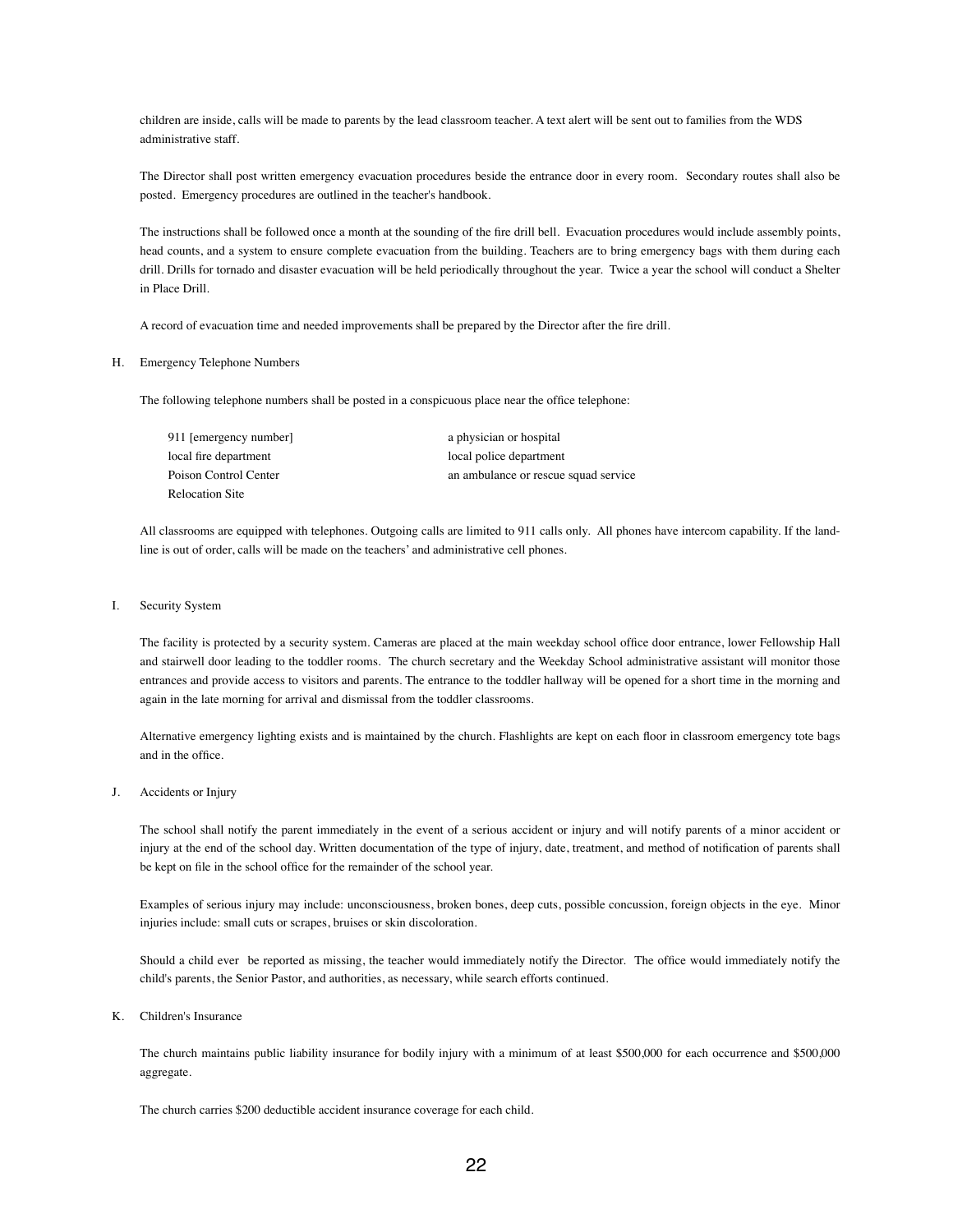children are inside, calls will be made to parents by the lead classroom teacher. A text alert will be sent out to families from the WDS administrative staff.

The Director shall post written emergency evacuation procedures beside the entrance door in every room. Secondary routes shall also be posted. Emergency procedures are outlined in the teacher's handbook.

The instructions shall be followed once a month at the sounding of the fire drill bell. Evacuation procedures would include assembly points, head counts, and a system to ensure complete evacuation from the building. Teachers are to bring emergency bags with them during each drill. Drills for tornado and disaster evacuation will be held periodically throughout the year. Twice a year the school will conduct a Shelter in Place Drill.

A record of evacuation time and needed improvements shall be prepared by the Director after the fire drill.

## H. Emergency Telephone Numbers

The following telephone numbers shall be posted in a conspicuous place near the office telephone:

- 911 [emergency number]
- local fire department
- Poison Control Center
- Relocation Site
- a physician or hospital
- local police department
- an ambulance or rescue squad service

All classrooms are equipped with telephones. Outgoing calls are limited to 911 calls only. All phones have intercom capability. If the land-line is out of order, calls will be made on the teachers' and administrative cell phones.

## I. Security System

The facility is protected by a security system. Cameras are placed at the main weekday school office door entrance, lower Fellowship Hall and stairwell door leading to the toddler rooms. The church secretary and the Weekday School administrative assistant will monitor those entrances and provide access to visitors and parents. The entrance to the toddler hallway will be opened for a short time in the morning and again in the late morning for arrival and dismissal from the toddler classrooms.

Alternative emergency lighting exists and is maintained by the church. Flashlights are kept on each floor in classroom emergency tote bags and in the office.

## J. Accidents or Injury

The school shall notify the parent immediately in the event of a serious accident or injury and will notify parents of a minor accident or injury at the end of the school day. Written documentation of the type of injury, date, treatment, and method of notification of parents shall be kept on file in the school office for the remainder of the school year.

Examples of serious injury may include: unconsciousness, broken bones, deep cuts, possible concussion, foreign objects in the eye. Minor injuries include: small cuts or scrapes, bruises or skin discoloration.

Should a child ever be reported as missing, the teacher would immediately notify the Director. The office would immediately notify the child's parents, the Senior Pastor, and authorities, as necessary, while search efforts continued.

## K. Children's Insurance

The church maintains public liability insurance for bodily injury with a minimum of at least $500,000 for each occurrence and $500,000 aggregate.

The church carries $200 deductible accident insurance coverage for each child.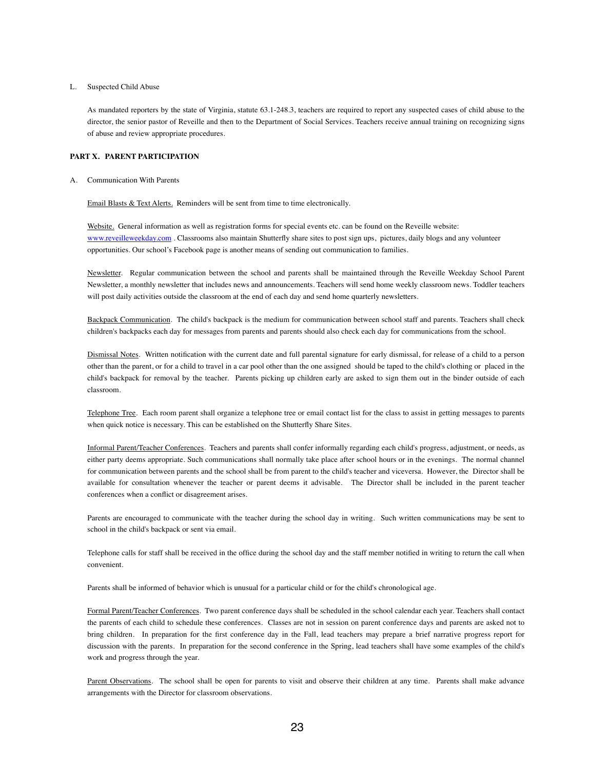L. Suspected Child Abuse

As mandated reporters by the state of Virginia, statute 63.1-248.3, teachers are required to report any suspected cases of child abuse to the director, the senior pastor of Reveille and then to the Department of Social Services. Teachers receive annual training on recognizing signs of abuse and review appropriate procedures.

**PART X. PARENT PARTICIPATION**

A. Communication With Parents

Email Blasts & Text Alerts. Reminders will be sent from time to time electronically.

Website. General information as well as registration forms for special events etc. can be found on the Reveille website: www.reveilleweekday.com . Classrooms also maintain Shutterfly share sites to post sign ups, pictures, daily blogs and any volunteer opportunities. Our school's Facebook page is another means of sending out communication to families.

Newsletter. Regular communication between the school and parents shall be maintained through the Reveille Weekday School Parent Newsletter, a monthly newsletter that includes news and announcements. Teachers will send home weekly classroom news. Toddler teachers will post daily activities outside the classroom at the end of each day and send home quarterly newsletters.

Backpack Communication. The child's backpack is the medium for communication between school staff and parents. Teachers shall check children's backpacks each day for messages from parents and parents should also check each day for communications from the school.

Dismissal Notes. Written notification with the current date and full parental signature for early dismissal, for release of a child to a person other than the parent, or for a child to travel in a car pool other than the one assigned should be taped to the child's clothing or placed in the child's backpack for removal by the teacher. Parents picking up children early are asked to sign them out in the binder outside of each classroom.

Telephone Tree. Each room parent shall organize a telephone tree or email contact list for the class to assist in getting messages to parents when quick notice is necessary. This can be established on the Shutterfly Share Sites.

Informal Parent/Teacher Conferences. Teachers and parents shall confer informally regarding each child's progress, adjustment, or needs, as either party deems appropriate. Such communications shall normally take place after school hours or in the evenings. The normal channel for communication between parents and the school shall be from parent to the child's teacher and viceversa. However, the Director shall be available for consultation whenever the teacher or parent deems it advisable. The Director shall be included in the parent teacher conferences when a conflict or disagreement arises.

Parents are encouraged to communicate with the teacher during the school day in writing. Such written communications may be sent to school in the child's backpack or sent via email.

Telephone calls for staff shall be received in the office during the school day and the staff member notified in writing to return the call when convenient.

Parents shall be informed of behavior which is unusual for a particular child or for the child's chronological age.

Formal Parent/Teacher Conferences. Two parent conference days shall be scheduled in the school calendar each year. Teachers shall contact the parents of each child to schedule these conferences. Classes are not in session on parent conference days and parents are asked not to bring children. In preparation for the first conference day in the Fall, lead teachers may prepare a brief narrative progress report for discussion with the parents. In preparation for the second conference in the Spring, lead teachers shall have some examples of the child's work and progress through the year.

Parent Observations. The school shall be open for parents to visit and observe their children at any time. Parents shall make advance arrangements with the Director for classroom observations.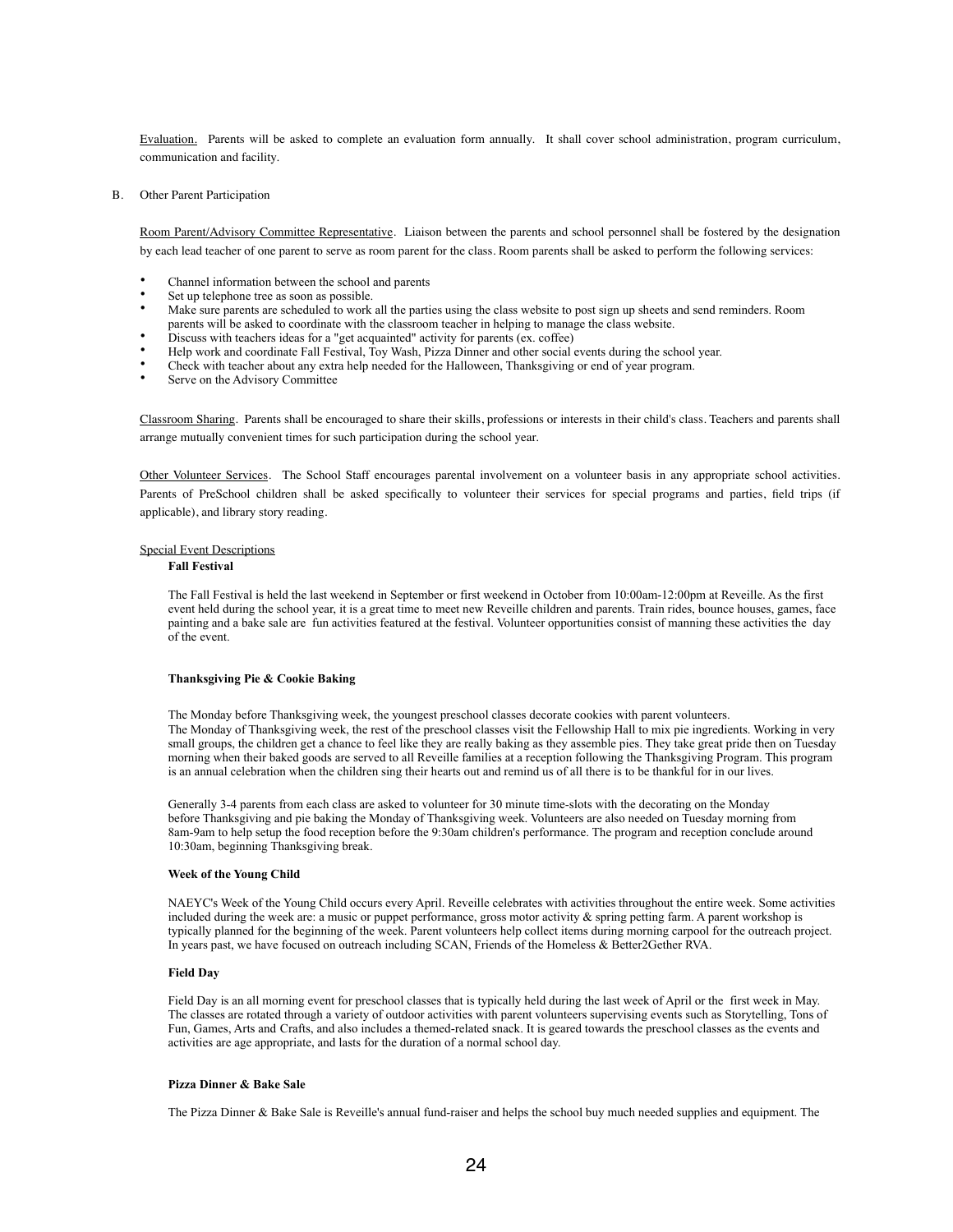<u>Evaluation.</u> Parents will be asked to complete an evaluation form annually. It shall cover school administration, program curriculum, communication and facility.

B. Other Parent Participation

<u>Room Parent/Advisory Committee Representative</u>. Liaison between the parents and school personnel shall be fostered by the designation by each lead teacher of one parent to serve as room parent for the class. Room parents shall be asked to perform the following services:

- Channel information between the school and parents
- Set up telephone tree as soon as possible.
- Make sure parents are scheduled to work all the parties using the class website to post sign up sheets and send reminders. Room parents will be asked to coordinate with the classroom teacher in helping to manage the class website.
- Discuss with teachers ideas for a "get acquainted" activity for parents (ex. coffee)
- Help work and coordinate Fall Festival, Toy Wash, Pizza Dinner and other social events during the school year.
- Check with teacher about any extra help needed for the Halloween, Thanksgiving or end of year program.
- Serve on the Advisory Committee

<u>Classroom Sharing</u>. Parents shall be encouraged to share their skills, professions or interests in their child's class. Teachers and parents shall arrange mutually convenient times for such participation during the school year.

<u>Other Volunteer Services</u>. The School Staff encourages parental involvement on a volunteer basis in any appropriate school activities. Parents of PreSchool children shall be asked specifically to volunteer their services for special programs and parties, field trips (if applicable), and library story reading.

<u>Special Event Descriptions</u>

**Fall Festival**

The Fall Festival is held the last weekend in September or first weekend in October from 10:00am-12:00pm at Reveille. As the first event held during the school year, it is a great time to meet new Reveille children and parents. Train rides, bounce houses, games, face painting and a bake sale are fun activities featured at the festival. Volunteer opportunities consist of manning these activities the day of the event.

**Thanksgiving Pie & Cookie Baking**

The Monday before Thanksgiving week, the youngest preschool classes decorate cookies with parent volunteers.
The Monday of Thanksgiving week, the rest of the preschool classes visit the Fellowship Hall to mix pie ingredients. Working in very small groups, the children get a chance to feel like they are really baking as they assemble pies. They take great pride then on Tuesday morning when their baked goods are served to all Reveille families at a reception following the Thanksgiving Program. This program is an annual celebration when the children sing their hearts out and remind us of all there is to be thankful for in our lives.

Generally 3-4 parents from each class are asked to volunteer for 30 minute time-slots with the decorating on the Monday before Thanksgiving and pie baking the Monday of Thanksgiving week. Volunteers are also needed on Tuesday morning from 8am-9am to help setup the food reception before the 9:30am children's performance. The program and reception conclude around 10:30am, beginning Thanksgiving break.

**Week of the Young Child**

NAEYC's Week of the Young Child occurs every April. Reveille celebrates with activities throughout the entire week. Some activities included during the week are: a music or puppet performance, gross motor activity & spring petting farm. A parent workshop is typically planned for the beginning of the week. Parent volunteers help collect items during morning carpool for the outreach project. In years past, we have focused on outreach including SCAN, Friends of the Homeless & Better2Gether RVA.

**Field Day**

Field Day is an all morning event for preschool classes that is typically held during the last week of April or the first week in May. The classes are rotated through a variety of outdoor activities with parent volunteers supervising events such as Storytelling, Tons of Fun, Games, Arts and Crafts, and also includes a themed-related snack. It is geared towards the preschool classes as the events and activities are age appropriate, and lasts for the duration of a normal school day.

**Pizza Dinner & Bake Sale**

The Pizza Dinner & Bake Sale is Reveille's annual fund-raiser and helps the school buy much needed supplies and equipment. The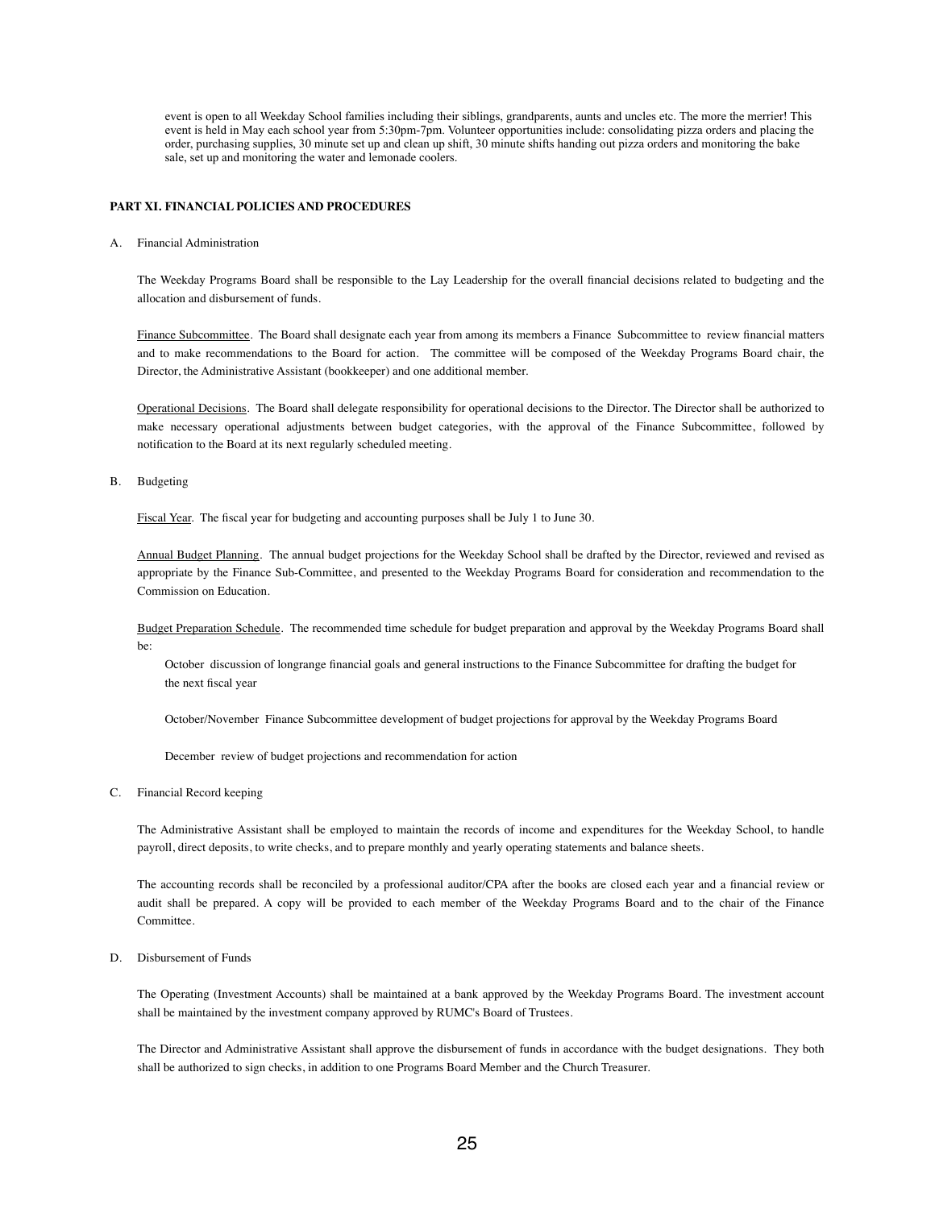event is open to all Weekday School families including their siblings, grandparents, aunts and uncles etc. The more the merrier! This event is held in May each school year from 5:30pm-7pm. Volunteer opportunities include: consolidating pizza orders and placing the order, purchasing supplies, 30 minute set up and clean up shift, 30 minute shifts handing out pizza orders and monitoring the bake sale, set up and monitoring the water and lemonade coolers.

**PART XI. FINANCIAL POLICIES AND PROCEDURES**

A. Financial Administration

The Weekday Programs Board shall be responsible to the Lay Leadership for the overall financial decisions related to budgeting and the allocation and disbursement of funds.

<u>Finance Subcommittee</u>. The Board shall designate each year from among its members a Finance Subcommittee to review financial matters and to make recommendations to the Board for action. The committee will be composed of the Weekday Programs Board chair, the Director, the Administrative Assistant (bookkeeper) and one additional member.

<u>Operational Decisions</u>. The Board shall delegate responsibility for operational decisions to the Director. The Director shall be authorized to make necessary operational adjustments between budget categories, with the approval of the Finance Subcommittee, followed by notification to the Board at its next regularly scheduled meeting.

B. Budgeting

<u>Fiscal Year</u>. The fiscal year for budgeting and accounting purposes shall be July 1 to June 30.

<u>Annual Budget Planning</u>. The annual budget projections for the Weekday School shall be drafted by the Director, reviewed and revised as appropriate by the Finance Sub-Committee, and presented to the Weekday Programs Board for consideration and recommendation to the Commission on Education.

<u>Budget Preparation Schedule</u>. The recommended time schedule for budget preparation and approval by the Weekday Programs Board shall be:

October discussion of longrange financial goals and general instructions to the Finance Subcommittee for drafting the budget for the next fiscal year

October/November Finance Subcommittee development of budget projections for approval by the Weekday Programs Board

December review of budget projections and recommendation for action

C. Financial Record keeping

The Administrative Assistant shall be employed to maintain the records of income and expenditures for the Weekday School, to handle payroll, direct deposits, to write checks, and to prepare monthly and yearly operating statements and balance sheets.

The accounting records shall be reconciled by a professional auditor/CPA after the books are closed each year and a financial review or audit shall be prepared. A copy will be provided to each member of the Weekday Programs Board and to the chair of the Finance Committee.

D. Disbursement of Funds

The Operating (Investment Accounts) shall be maintained at a bank approved by the Weekday Programs Board. The investment account shall be maintained by the investment company approved by RUMC's Board of Trustees.

The Director and Administrative Assistant shall approve the disbursement of funds in accordance with the budget designations. They both shall be authorized to sign checks, in addition to one Programs Board Member and the Church Treasurer.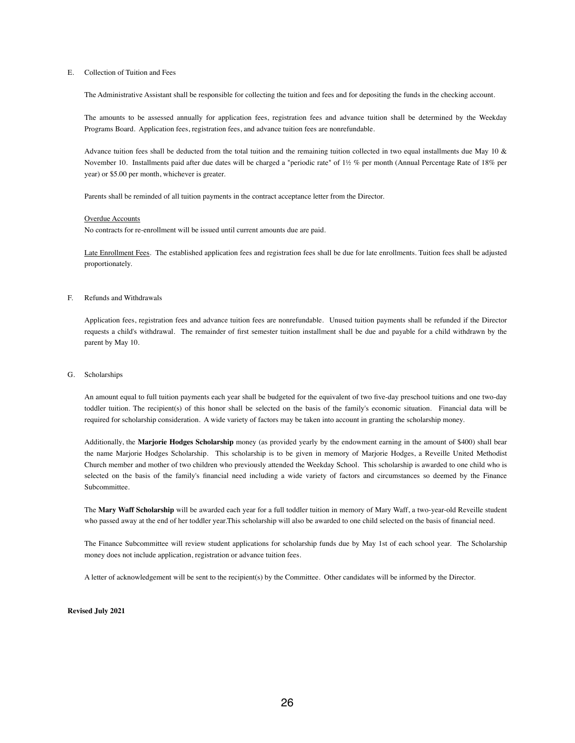E. Collection of Tuition and Fees

The Administrative Assistant shall be responsible for collecting the tuition and fees and for depositing the funds in the checking account.

The amounts to be assessed annually for application fees, registration fees and advance tuition shall be determined by the Weekday Programs Board. Application fees, registration fees, and advance tuition fees are nonrefundable.

Advance tuition fees shall be deducted from the total tuition and the remaining tuition collected in two equal installments due May 10 & November 10. Installments paid after due dates will be charged a "periodic rate" of 1½ % per month (Annual Percentage Rate of 18% per year) or $5.00 per month, whichever is greater.

Parents shall be reminded of all tuition payments in the contract acceptance letter from the Director.

Overdue Accounts
No contracts for re-enrollment will be issued until current amounts due are paid.

Late Enrollment Fees. The established application fees and registration fees shall be due for late enrollments. Tuition fees shall be adjusted proportionately.

F. Refunds and Withdrawals

Application fees, registration fees and advance tuition fees are nonrefundable. Unused tuition payments shall be refunded if the Director requests a child's withdrawal. The remainder of first semester tuition installment shall be due and payable for a child withdrawn by the parent by May 10.

G. Scholarships

An amount equal to full tuition payments each year shall be budgeted for the equivalent of two five-day preschool tuitions and one two-day toddler tuition. The recipient(s) of this honor shall be selected on the basis of the family's economic situation. Financial data will be required for scholarship consideration. A wide variety of factors may be taken into account in granting the scholarship money.

Additionally, the **Marjorie Hodges Scholarship** money (as provided yearly by the endowment earning in the amount of $400) shall bear the name Marjorie Hodges Scholarship. This scholarship is to be given in memory of Marjorie Hodges, a Reveille United Methodist Church member and mother of two children who previously attended the Weekday School. This scholarship is awarded to one child who is selected on the basis of the family's financial need including a wide variety of factors and circumstances so deemed by the Finance Subcommittee.

The **Mary Waff Scholarship** will be awarded each year for a full toddler tuition in memory of Mary Waff, a two-year-old Reveille student who passed away at the end of her toddler year.This scholarship will also be awarded to one child selected on the basis of financial need.

The Finance Subcommittee will review student applications for scholarship funds due by May 1st of each school year. The Scholarship money does not include application, registration or advance tuition fees.

A letter of acknowledgement will be sent to the recipient(s) by the Committee. Other candidates will be informed by the Director.

**Revised July 2021**